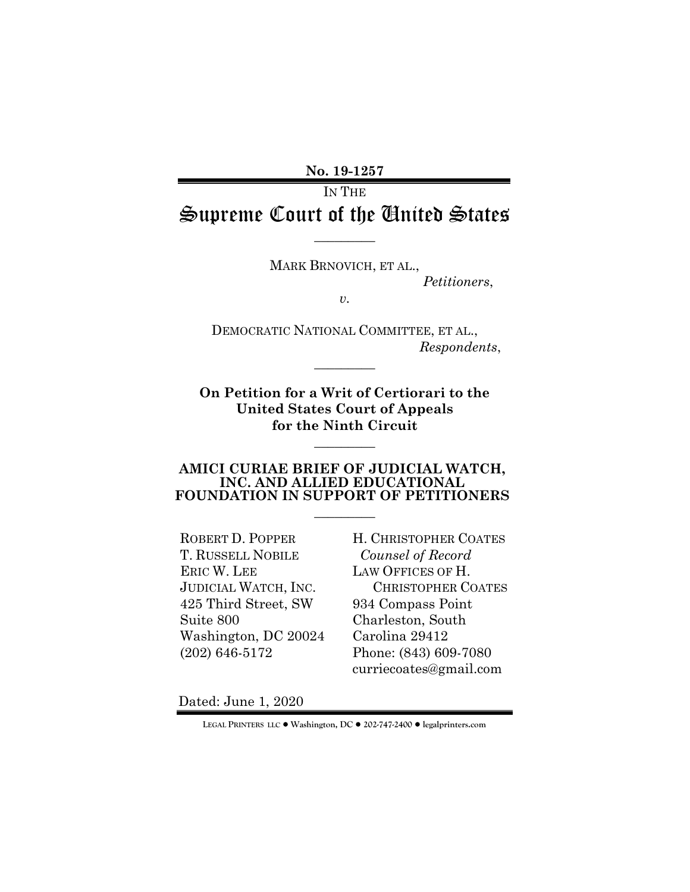**No. 19-1257**

IN THE

# Supreme Court of the United States

---

MARK BRNOVICH, ET AL.,
*Petitioners*,

*v.*

DEMOCRATIC NATIONAL COMMITTEE, ET AL.,
*Respondents*,

---

**On Petition for a Writ of Certiorari to the United States Court of Appeals for the Ninth Circuit**

---

**AMICI CURIAE BRIEF OF JUDICIAL WATCH, INC. AND ALLIED EDUCATIONAL FOUNDATION IN SUPPORT OF PETITIONERS**

---

ROBERT D. POPPER
T. RUSSELL NOBILE
ERIC W. LEE
JUDICIAL WATCH, INC.
425 Third Street, SW
Suite 800
Washington, DC 20024
(202) 646-5172

H. CHRISTOPHER COATES
*Counsel of Record*
LAW OFFICES OF H. CHRISTOPHER COATES
934 Compass Point
Charleston, South Carolina 29412
Phone: (843) 609-7080
curriecoates@gmail.com

Dated: June 1, 2020

LEGAL PRINTERS LLC ● Washington, DC ● 202-747-2400 ● legalprinters.com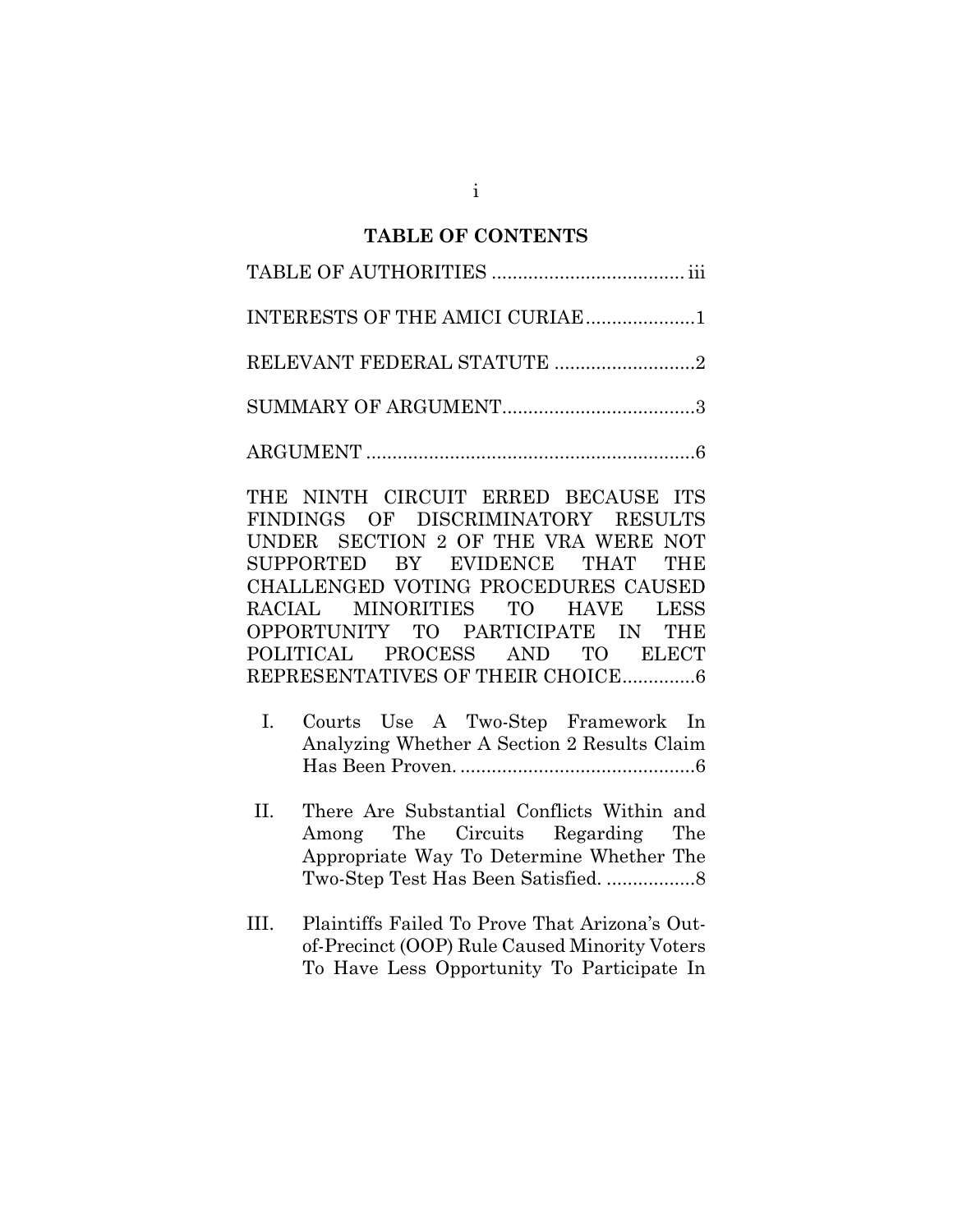## TABLE OF CONTENTS

TABLE OF AUTHORITIES ..................................... iii

INTERESTS OF THE AMICI CURIAE.....................1

RELEVANT FEDERAL STATUTE ...........................2

SUMMARY OF ARGUMENT.....................................3

ARGUMENT ...............................................................6

THE NINTH CIRCUIT ERRED BECAUSE ITS FINDINGS OF DISCRIMINATORY RESULTS UNDER SECTION 2 OF THE VRA WERE NOT SUPPORTED BY EVIDENCE THAT THE CHALLENGED VOTING PROCEDURES CAUSED RACIAL MINORITIES TO HAVE LESS OPPORTUNITY TO PARTICIPATE IN THE POLITICAL PROCESS AND TO ELECT REPRESENTATIVES OF THEIR CHOICE..............6

I. Courts Use A Two-Step Framework In Analyzing Whether A Section 2 Results Claim Has Been Proven. .............................................6

II. There Are Substantial Conflicts Within and Among The Circuits Regarding The Appropriate Way To Determine Whether The Two-Step Test Has Been Satisfied. .................8

III. Plaintiffs Failed To Prove That Arizona's Out-of-Precinct (OOP) Rule Caused Minority Voters To Have Less Opportunity To Participate In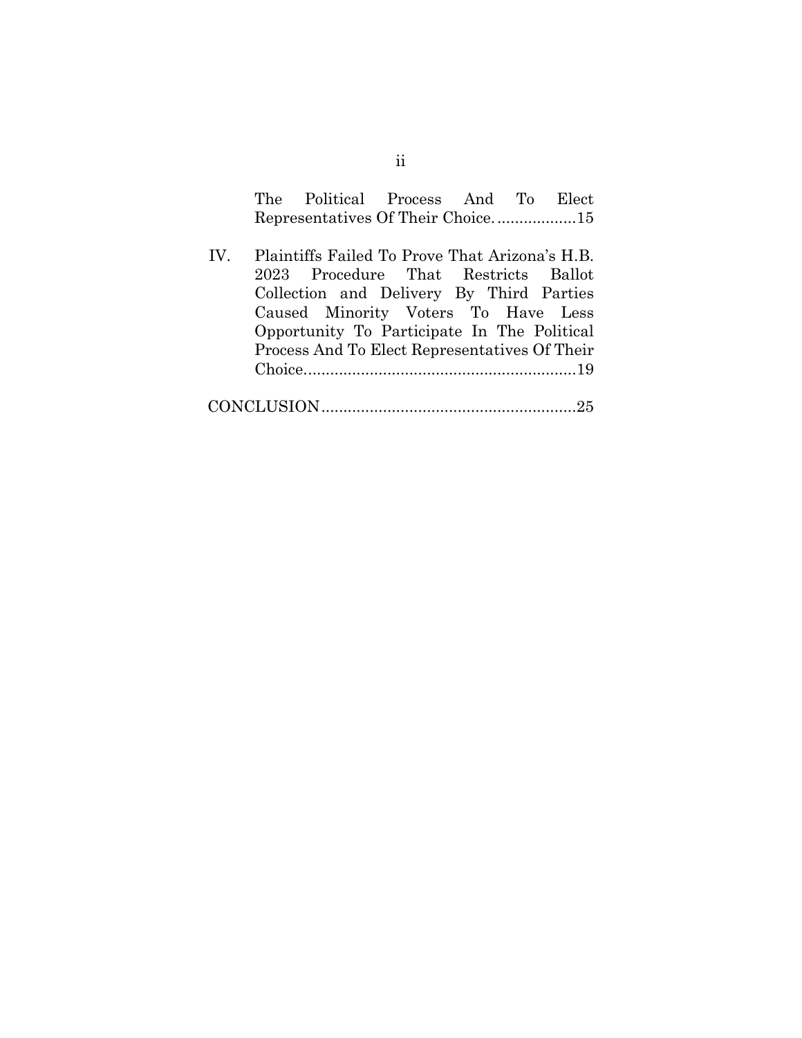The Political Process And To Elect Representatives Of Their Choice. ..................15

IV. Plaintiffs Failed To Prove That Arizona's H.B. 2023 Procedure That Restricts Ballot Collection and Delivery By Third Parties Caused Minority Voters To Have Less Opportunity To Participate In The Political Process And To Elect Representatives Of Their Choice.............................................................19

CONCLUSION.........................................................25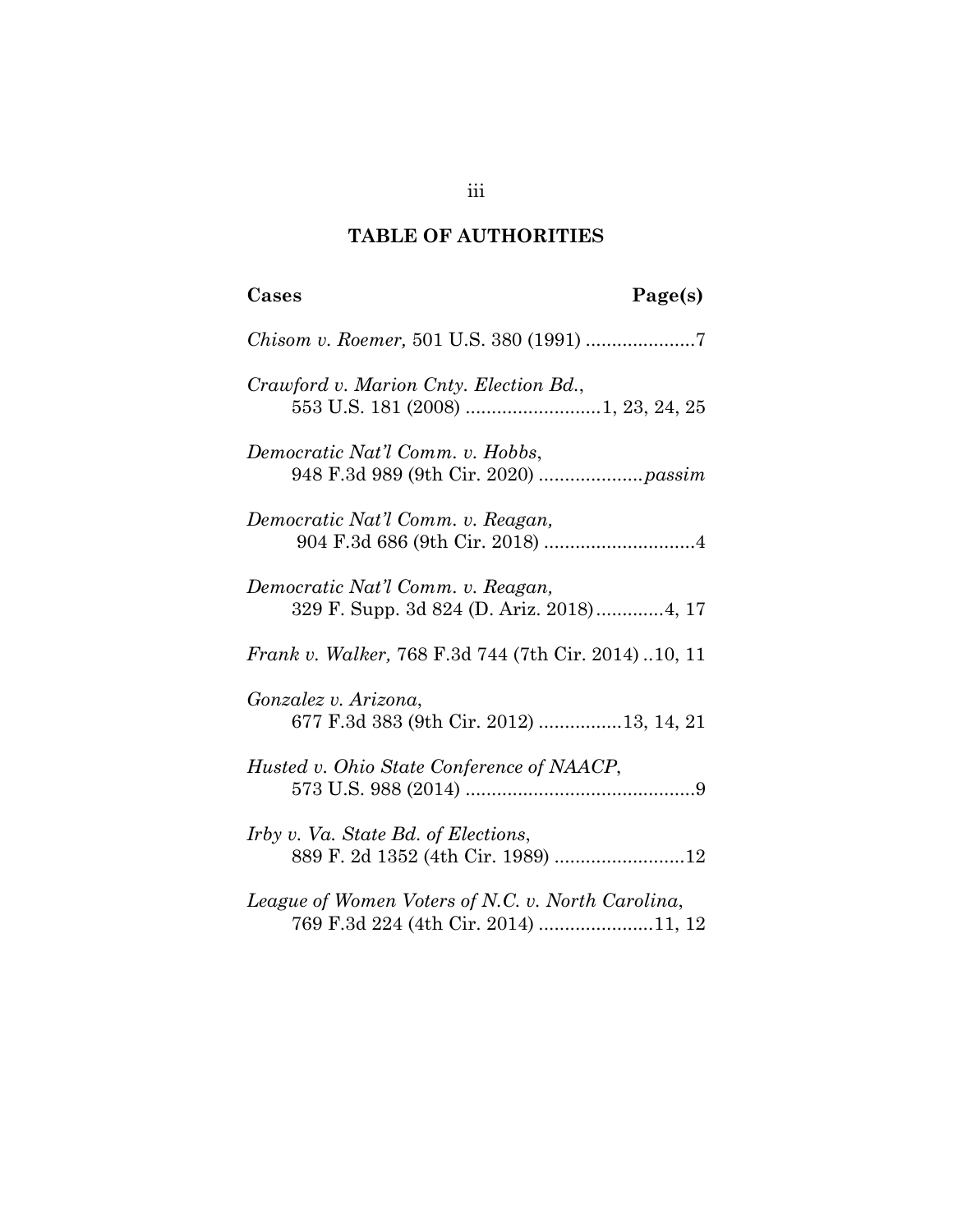## TABLE OF AUTHORITIES

**Cases** **Page(s)**

*Chisom v. Roemer,* 501 U.S. 380 (1991) .....................7

*Crawford v. Marion Cnty. Election Bd.*, 553 U.S. 181 (2008) ..........................1, 23, 24, 25

*Democratic Nat'l Comm. v. Hobbs*, 948 F.3d 989 (9th Cir. 2020) ....................*passim*

*Democratic Nat'l Comm. v. Reagan,* 904 F.3d 686 (9th Cir. 2018) .............................4

*Democratic Nat'l Comm. v. Reagan,* 329 F. Supp. 3d 824 (D. Ariz. 2018).............4, 17

*Frank v. Walker,* 768 F.3d 744 (7th Cir. 2014) ..10, 11

*Gonzalez v. Arizona*, 677 F.3d 383 (9th Cir. 2012) ................13, 14, 21

*Husted v. Ohio State Conference of NAACP*, 573 U.S. 988 (2014) ............................................9

*Irby v. Va. State Bd. of Elections*, 889 F. 2d 1352 (4th Cir. 1989) .........................12

*League of Women Voters of N.C. v. North Carolina*, 769 F.3d 224 (4th Cir. 2014) ......................11, 12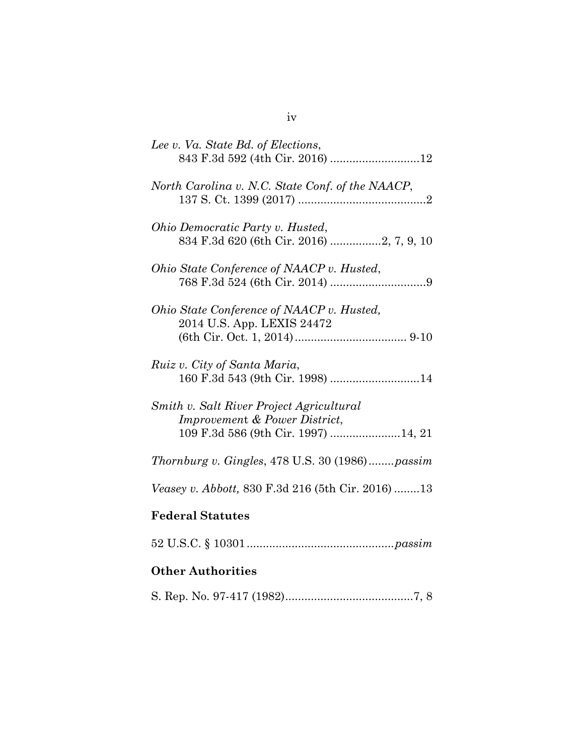*Lee v. Va. State Bd. of Elections*,
843 F.3d 592 (4th Cir. 2016) ............................12

*North Carolina v. N.C. State Conf. of the NAACP*,
137 S. Ct. 1399 (2017) ........................................2

*Ohio Democratic Party v. Husted*,
834 F.3d 620 (6th Cir. 2016) ................2, 7, 9, 10

*Ohio State Conference of NAACP v. Husted*,
768 F.3d 524 (6th Cir. 2014) ..............................9

*Ohio State Conference of NAACP v. Husted,*
2014 U.S. App. LEXIS 24472
(6th Cir. Oct. 1, 2014).................................. 9-10

*Ruiz v. City of Santa Maria*,
160 F.3d 543 (9th Cir. 1998) ............................14

*Smith v. Salt River Project Agricultural Improvement & Power District*,
109 F.3d 586 (9th Cir. 1997) ......................14, 21

*Thornburg v. Gingles*, 478 U.S. 30 (1986)........*passim*

*Veasey v. Abbott,* 830 F.3d 216 (5th Cir. 2016) ........13

## Federal Statutes

52 U.S.C. § 10301.............................................*passim*

## Other Authorities

S. Rep. No. 97-417 (1982)........................................7, 8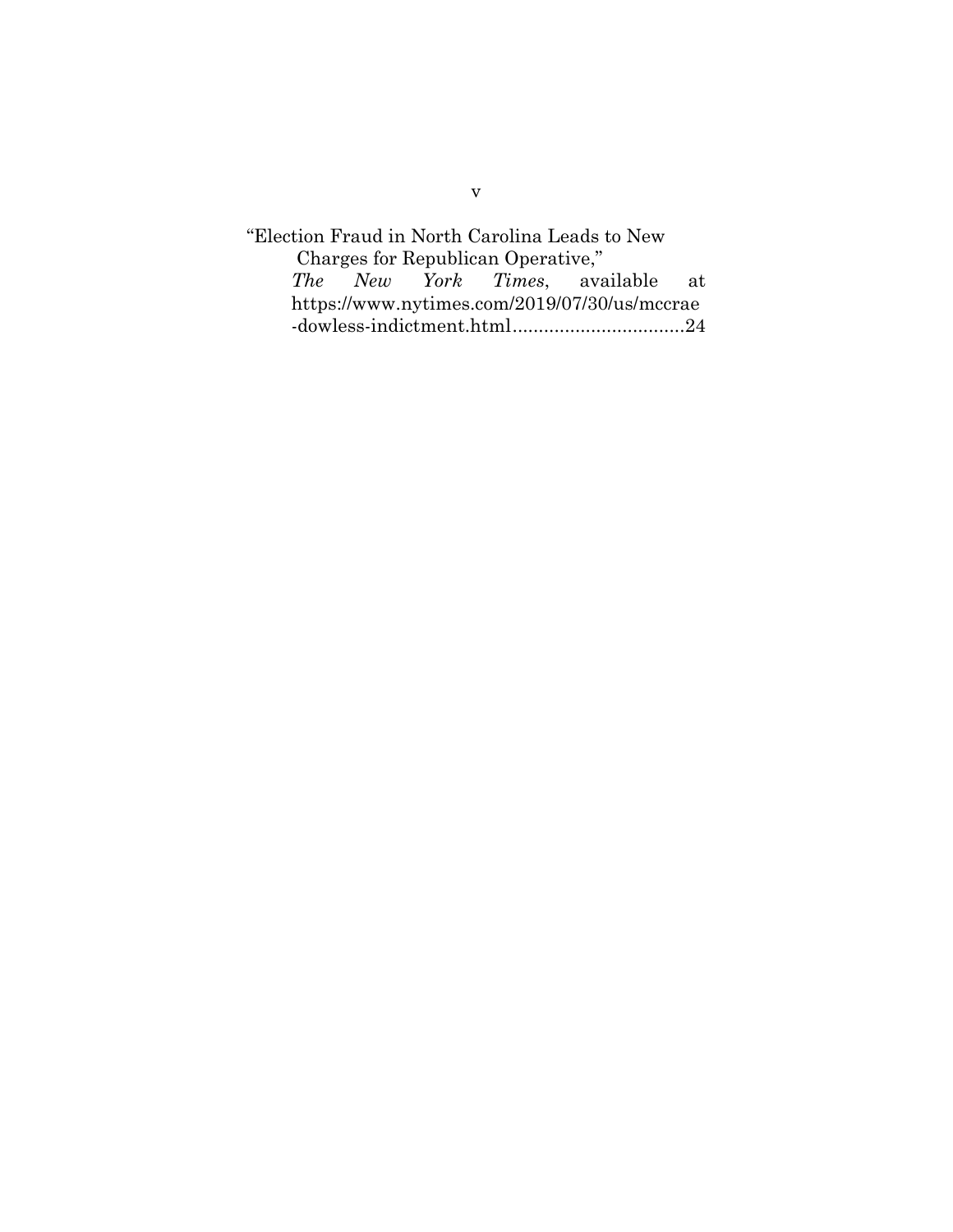"Election Fraud in North Carolina Leads to New Charges for Republican Operative," *The New York Times*, available at https://www.nytimes.com/2019/07/30/us/mccrae-dowless-indictment.html.................................24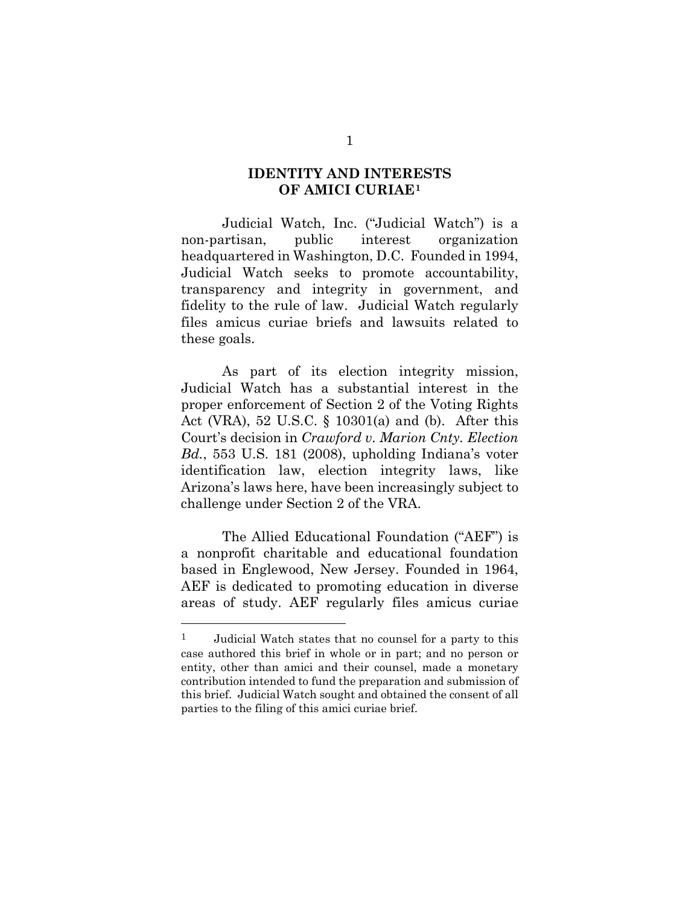## IDENTITY AND INTERESTS OF AMICI CURIAE[1]

Judicial Watch, Inc. ("Judicial Watch") is a non-partisan, public interest organization headquartered in Washington, D.C. Founded in 1994, Judicial Watch seeks to promote accountability, transparency and integrity in government, and fidelity to the rule of law. Judicial Watch regularly files amicus curiae briefs and lawsuits related to these goals.

As part of its election integrity mission, Judicial Watch has a substantial interest in the proper enforcement of Section 2 of the Voting Rights Act (VRA), 52 U.S.C. § 10301(a) and (b). After this Court's decision in *Crawford v. Marion Cnty. Election Bd.*, 553 U.S. 181 (2008), upholding Indiana's voter identification law, election integrity laws, like Arizona's laws here, have been increasingly subject to challenge under Section 2 of the VRA.

The Allied Educational Foundation ("AEF") is a nonprofit charitable and educational foundation based in Englewood, New Jersey. Founded in 1964, AEF is dedicated to promoting education in diverse areas of study. AEF regularly files amicus curiae

[1] Judicial Watch states that no counsel for a party to this case authored this brief in whole or in part; and no person or entity, other than amici and their counsel, made a monetary contribution intended to fund the preparation and submission of this brief. Judicial Watch sought and obtained the consent of all parties to the filing of this amici curiae brief.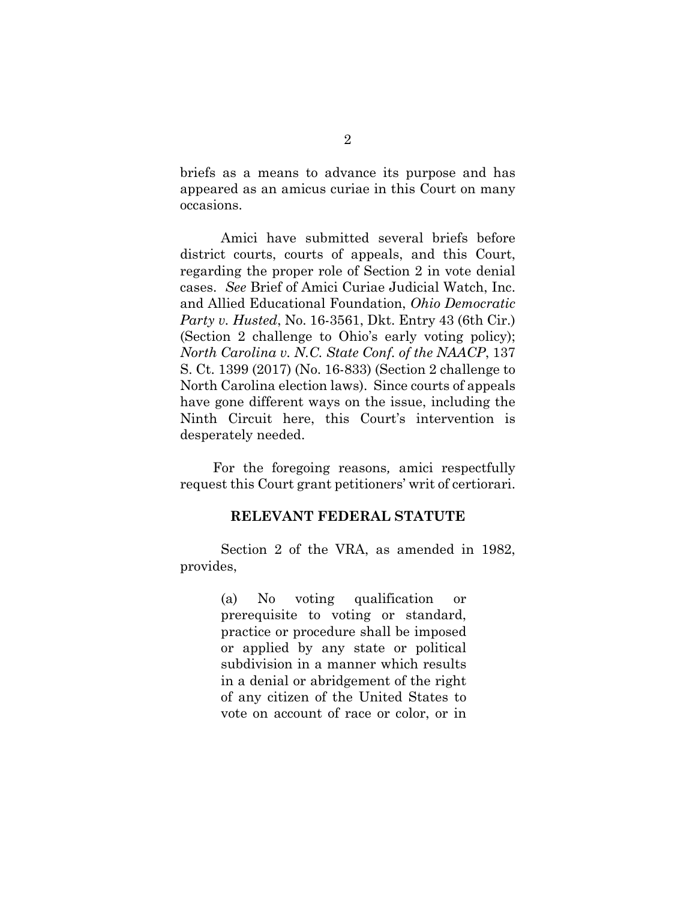briefs as a means to advance its purpose and has appeared as an amicus curiae in this Court on many occasions.

Amici have submitted several briefs before district courts, courts of appeals, and this Court, regarding the proper role of Section 2 in vote denial cases. *See* Brief of Amici Curiae Judicial Watch, Inc. and Allied Educational Foundation, *Ohio Democratic Party v. Husted*, No. 16-3561, Dkt. Entry 43 (6th Cir.) (Section 2 challenge to Ohio's early voting policy); *North Carolina v. N.C. State Conf. of the NAACP*, 137 S. Ct. 1399 (2017) (No. 16-833) (Section 2 challenge to North Carolina election laws). Since courts of appeals have gone different ways on the issue, including the Ninth Circuit here, this Court's intervention is desperately needed.

For the foregoing reasons, amici respectfully request this Court grant petitioners' writ of certiorari.

## RELEVANT FEDERAL STATUTE

Section 2 of the VRA, as amended in 1982, provides,

> (a) No voting qualification or prerequisite to voting or standard, practice or procedure shall be imposed or applied by any state or political subdivision in a manner which results in a denial or abridgement of the right of any citizen of the United States to vote on account of race or color, or in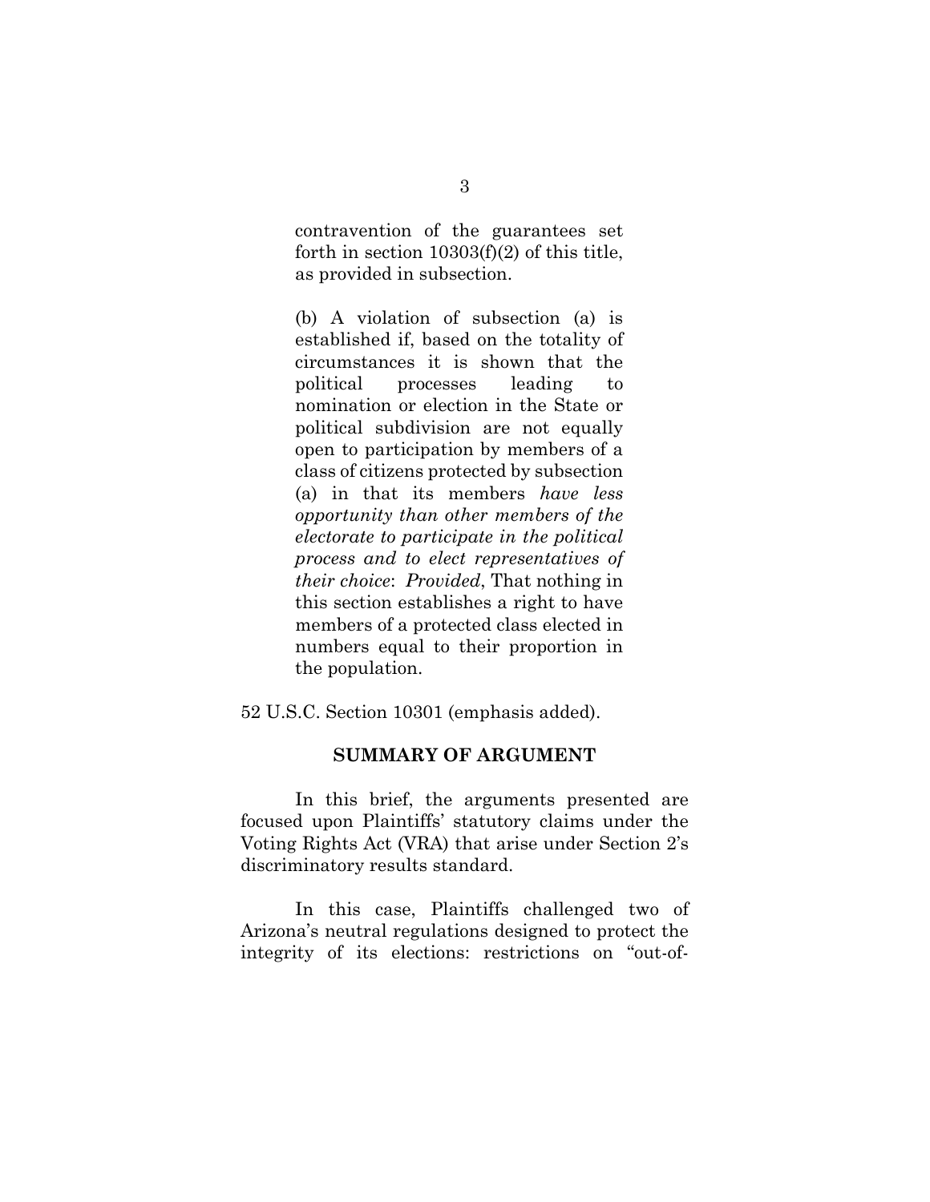> contravention of the guarantees set forth in section 10303(f)(2) of this title, as provided in subsection.
>
> (b) A violation of subsection (a) is established if, based on the totality of circumstances it is shown that the political processes leading to nomination or election in the State or political subdivision are not equally open to participation by members of a class of citizens protected by subsection (a) in that its members *have less opportunity than other members of the electorate to participate in the political process and to elect representatives of their choice*: *Provided*, That nothing in this section establishes a right to have members of a protected class elected in numbers equal to their proportion in the population.

52 U.S.C. Section 10301 (emphasis added).

## SUMMARY OF ARGUMENT

In this brief, the arguments presented are focused upon Plaintiffs' statutory claims under the Voting Rights Act (VRA) that arise under Section 2's discriminatory results standard.

In this case, Plaintiffs challenged two of Arizona's neutral regulations designed to protect the integrity of its elections: restrictions on "out-of-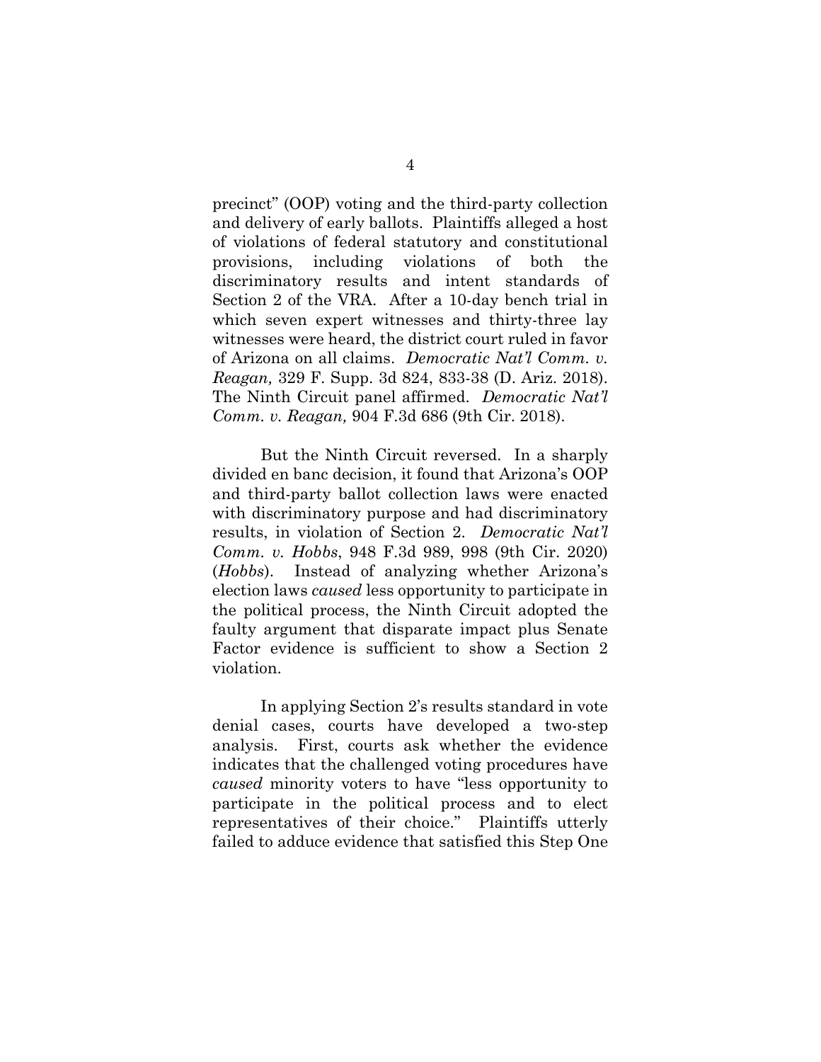precinct" (OOP) voting and the third-party collection and delivery of early ballots. Plaintiffs alleged a host of violations of federal statutory and constitutional provisions, including violations of both the discriminatory results and intent standards of Section 2 of the VRA. After a 10-day bench trial in which seven expert witnesses and thirty-three lay witnesses were heard, the district court ruled in favor of Arizona on all claims. *Democratic Nat'l Comm. v. Reagan,* 329 F. Supp. 3d 824, 833-38 (D. Ariz. 2018). The Ninth Circuit panel affirmed. *Democratic Nat'l Comm. v. Reagan,* 904 F.3d 686 (9th Cir. 2018).

But the Ninth Circuit reversed. In a sharply divided en banc decision, it found that Arizona's OOP and third-party ballot collection laws were enacted with discriminatory purpose and had discriminatory results, in violation of Section 2. *Democratic Nat'l Comm. v. Hobbs*, 948 F.3d 989, 998 (9th Cir. 2020) (*Hobbs*). Instead of analyzing whether Arizona's election laws *caused* less opportunity to participate in the political process, the Ninth Circuit adopted the faulty argument that disparate impact plus Senate Factor evidence is sufficient to show a Section 2 violation.

In applying Section 2's results standard in vote denial cases, courts have developed a two-step analysis. First, courts ask whether the evidence indicates that the challenged voting procedures have *caused* minority voters to have "less opportunity to participate in the political process and to elect representatives of their choice." Plaintiffs utterly failed to adduce evidence that satisfied this Step One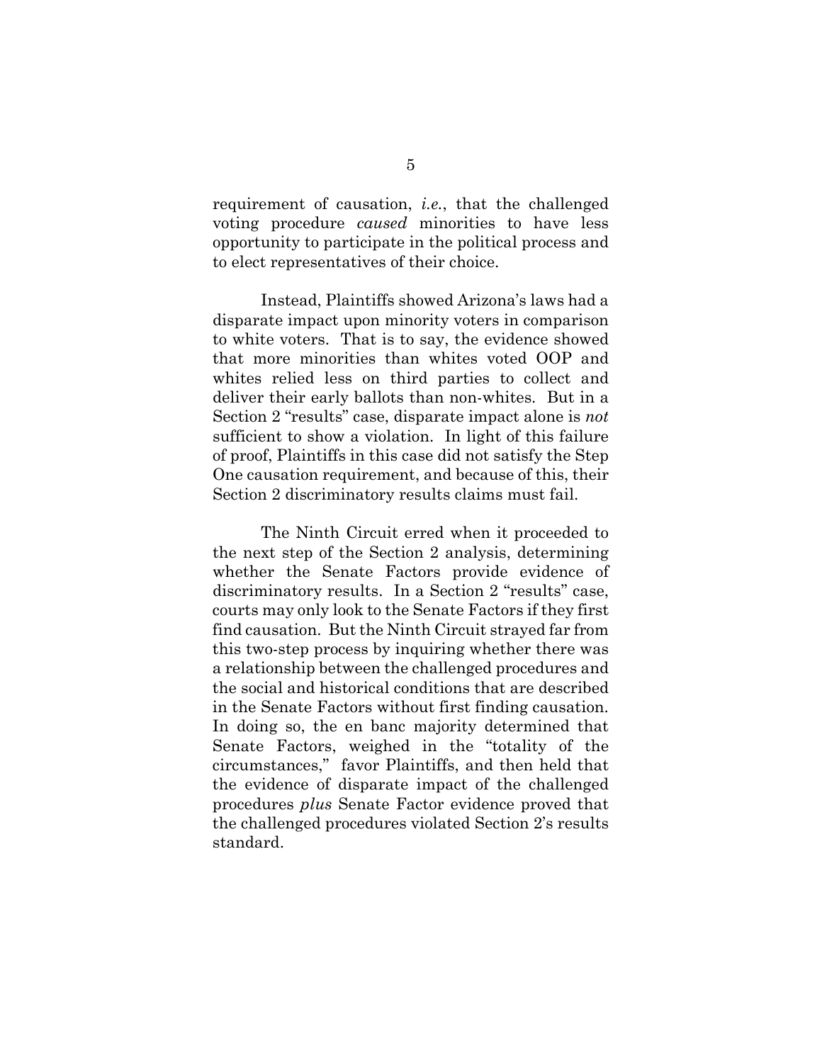requirement of causation, *i.e.*, that the challenged voting procedure *caused* minorities to have less opportunity to participate in the political process and to elect representatives of their choice.

Instead, Plaintiffs showed Arizona's laws had a disparate impact upon minority voters in comparison to white voters. That is to say, the evidence showed that more minorities than whites voted OOP and whites relied less on third parties to collect and deliver their early ballots than non-whites. But in a Section 2 "results" case, disparate impact alone is *not* sufficient to show a violation. In light of this failure of proof, Plaintiffs in this case did not satisfy the Step One causation requirement, and because of this, their Section 2 discriminatory results claims must fail.

The Ninth Circuit erred when it proceeded to the next step of the Section 2 analysis, determining whether the Senate Factors provide evidence of discriminatory results. In a Section 2 "results" case, courts may only look to the Senate Factors if they first find causation. But the Ninth Circuit strayed far from this two-step process by inquiring whether there was a relationship between the challenged procedures and the social and historical conditions that are described in the Senate Factors without first finding causation. In doing so, the en banc majority determined that Senate Factors, weighed in the "totality of the circumstances," favor Plaintiffs, and then held that the evidence of disparate impact of the challenged procedures *plus* Senate Factor evidence proved that the challenged procedures violated Section 2's results standard.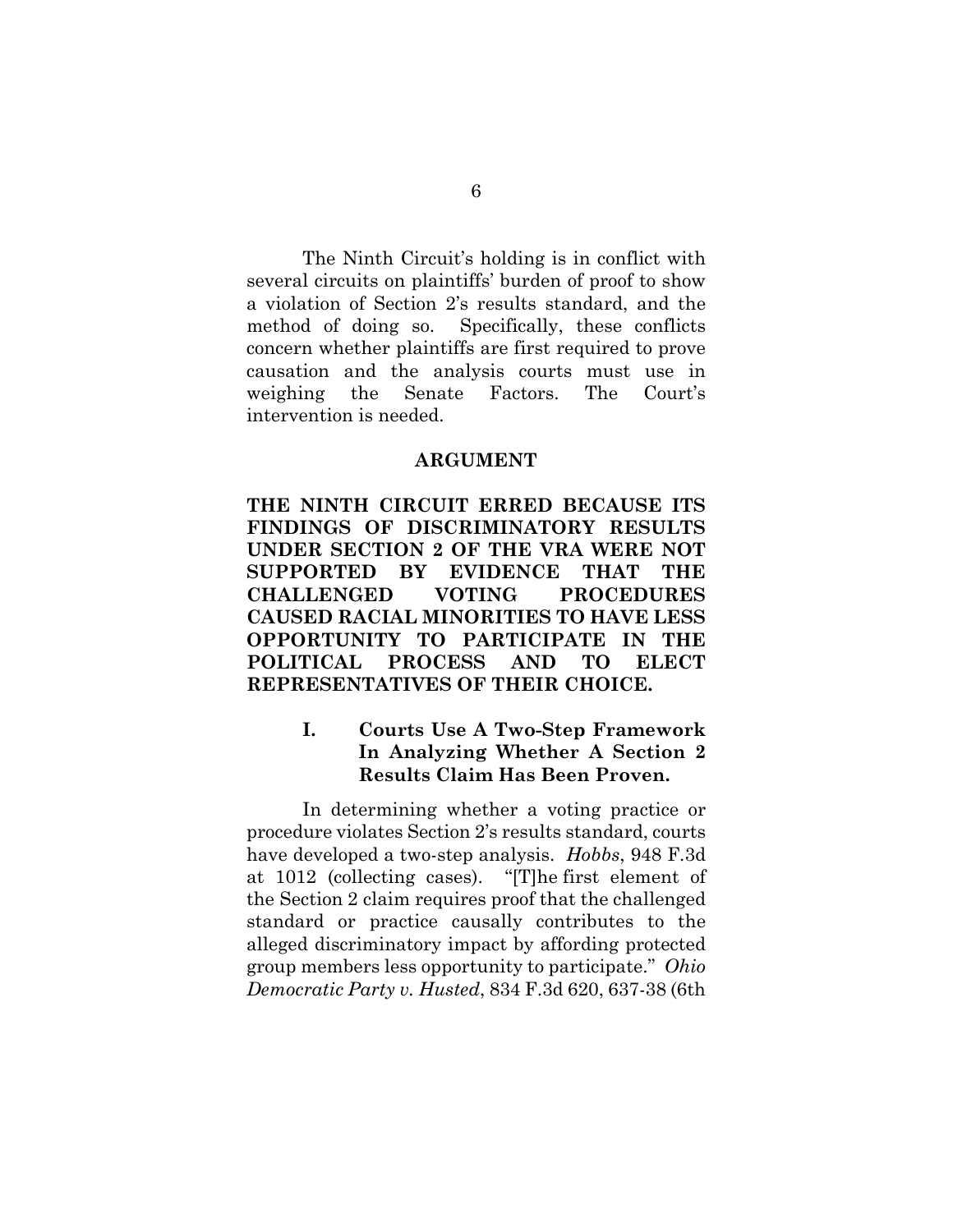The Ninth Circuit's holding is in conflict with several circuits on plaintiffs' burden of proof to show a violation of Section 2's results standard, and the method of doing so. Specifically, these conflicts concern whether plaintiffs are first required to prove causation and the analysis courts must use in weighing the Senate Factors. The Court's intervention is needed.

## ARGUMENT

**THE NINTH CIRCUIT ERRED BECAUSE ITS FINDINGS OF DISCRIMINATORY RESULTS UNDER SECTION 2 OF THE VRA WERE NOT SUPPORTED BY EVIDENCE THAT THE CHALLENGED VOTING PROCEDURES CAUSED RACIAL MINORITIES TO HAVE LESS OPPORTUNITY TO PARTICIPATE IN THE POLITICAL PROCESS AND TO ELECT REPRESENTATIVES OF THEIR CHOICE.**

### I. Courts Use A Two-Step Framework In Analyzing Whether A Section 2 Results Claim Has Been Proven.

In determining whether a voting practice or procedure violates Section 2's results standard, courts have developed a two-step analysis. *Hobbs*, 948 F.3d at 1012 (collecting cases). "[T]he first element of the Section 2 claim requires proof that the challenged standard or practice causally contributes to the alleged discriminatory impact by affording protected group members less opportunity to participate." *Ohio Democratic Party v. Husted*, 834 F.3d 620, 637-38 (6th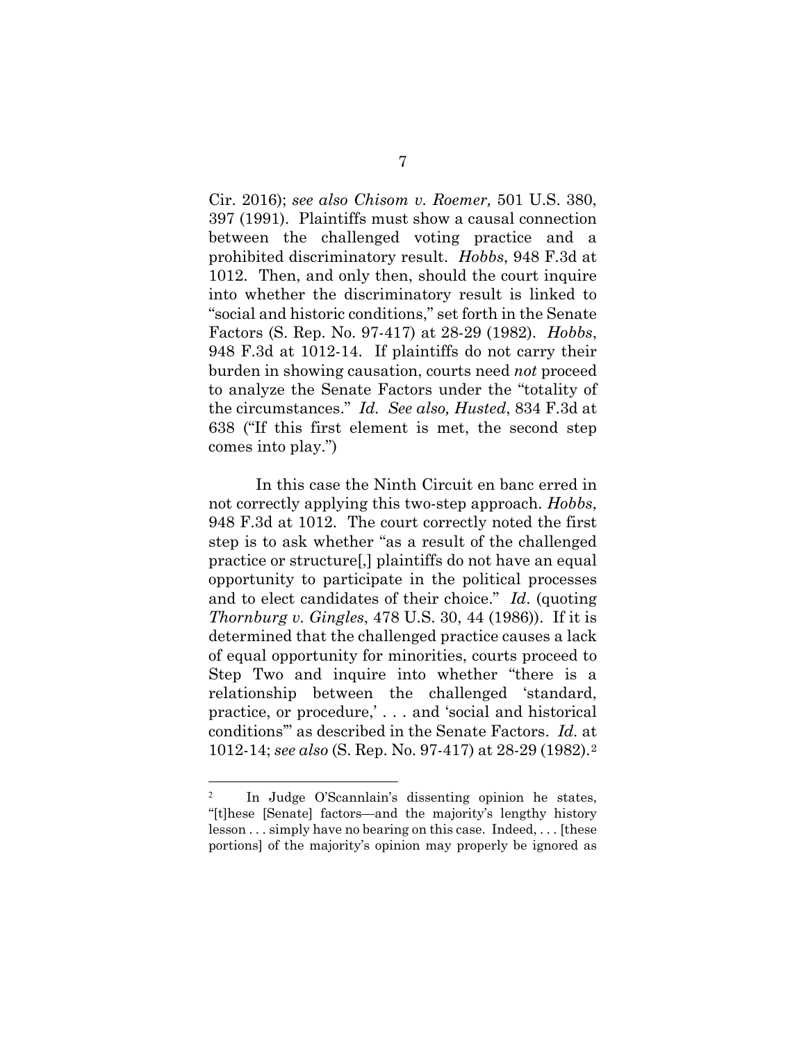Cir. 2016); *see also Chisom v. Roemer,* 501 U.S. 380, 397 (1991). Plaintiffs must show a causal connection between the challenged voting practice and a prohibited discriminatory result. *Hobbs*, 948 F.3d at 1012. Then, and only then, should the court inquire into whether the discriminatory result is linked to "social and historic conditions," set forth in the Senate Factors (S. Rep. No. 97-417) at 28-29 (1982). *Hobbs*, 948 F.3d at 1012-14. If plaintiffs do not carry their burden in showing causation, courts need *not* proceed to analyze the Senate Factors under the "totality of the circumstances." *Id. See also, Husted*, 834 F.3d at 638 ("If this first element is met, the second step comes into play.")

In this case the Ninth Circuit en banc erred in not correctly applying this two-step approach. *Hobbs*, 948 F.3d at 1012. The court correctly noted the first step is to ask whether "as a result of the challenged practice or structure[,] plaintiffs do not have an equal opportunity to participate in the political processes and to elect candidates of their choice." *Id*. (quoting *Thornburg v. Gingles*, 478 U.S. 30, 44 (1986)). If it is determined that the challenged practice causes a lack of equal opportunity for minorities, courts proceed to Step Two and inquire into whether "there is a relationship between the challenged 'standard, practice, or procedure,' . . . and 'social and historical conditions'" as described in the Senate Factors. *Id.* at 1012-14; *see also* (S. Rep. No. 97-417) at 28-29 (1982).[2]

[2] In Judge O'Scannlain's dissenting opinion he states, "[t]hese [Senate] factors—and the majority's lengthy history lesson . . . simply have no bearing on this case. Indeed, . . . [these portions] of the majority's opinion may properly be ignored as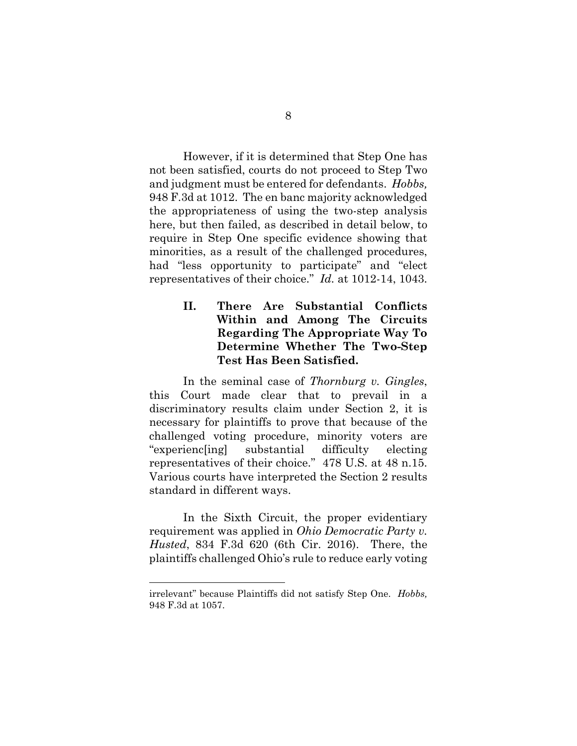However, if it is determined that Step One has not been satisfied, courts do not proceed to Step Two and judgment must be entered for defendants. *Hobbs,* 948 F.3d at 1012. The en banc majority acknowledged the appropriateness of using the two-step analysis here, but then failed, as described in detail below, to require in Step One specific evidence showing that minorities, as a result of the challenged procedures, had "less opportunity to participate" and "elect representatives of their choice." *Id.* at 1012-14, 1043.

## II. There Are Substantial Conflicts Within and Among The Circuits Regarding The Appropriate Way To Determine Whether The Two-Step Test Has Been Satisfied.

In the seminal case of *Thornburg v. Gingles*, this Court made clear that to prevail in a discriminatory results claim under Section 2, it is necessary for plaintiffs to prove that because of the challenged voting procedure, minority voters are "experienc[ing] substantial difficulty electing representatives of their choice." 478 U.S. at 48 n.15. Various courts have interpreted the Section 2 results standard in different ways.

In the Sixth Circuit, the proper evidentiary requirement was applied in *Ohio Democratic Party v. Husted*, 834 F.3d 620 (6th Cir. 2016). There, the plaintiffs challenged Ohio's rule to reduce early voting

---

irrelevant" because Plaintiffs did not satisfy Step One. *Hobbs,* 948 F.3d at 1057.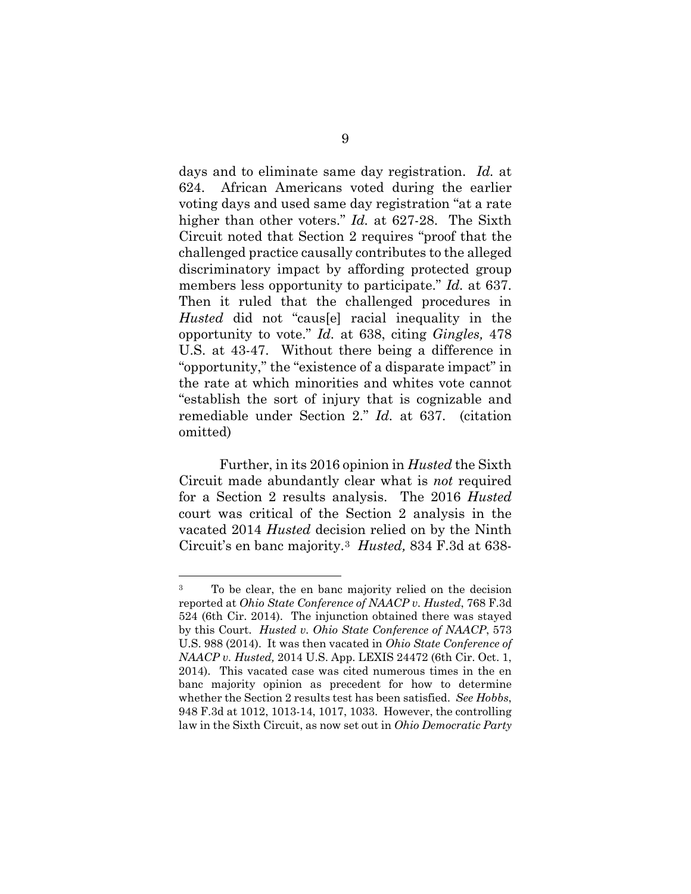days and to eliminate same day registration. *Id.* at 624. African Americans voted during the earlier voting days and used same day registration "at a rate higher than other voters." *Id.* at 627-28. The Sixth Circuit noted that Section 2 requires "proof that the challenged practice causally contributes to the alleged discriminatory impact by affording protected group members less opportunity to participate." *Id.* at 637. Then it ruled that the challenged procedures in *Husted* did not "caus[e] racial inequality in the opportunity to vote." *Id.* at 638, citing *Gingles,* 478 U.S. at 43-47. Without there being a difference in "opportunity," the "existence of a disparate impact" in the rate at which minorities and whites vote cannot "establish the sort of injury that is cognizable and remediable under Section 2." *Id.* at 637. (citation omitted)

Further, in its 2016 opinion in *Husted* the Sixth Circuit made abundantly clear what is *not* required for a Section 2 results analysis. The 2016 *Husted* court was critical of the Section 2 analysis in the vacated 2014 *Husted* decision relied on by the Ninth Circuit's en banc majority.[3] *Husted,* 834 F.3d at 638-

---

[3] To be clear, the en banc majority relied on the decision reported at *Ohio State Conference of NAACP v. Husted*, 768 F.3d 524 (6th Cir. 2014). The injunction obtained there was stayed by this Court. *Husted v. Ohio State Conference of NAACP*, 573 U.S. 988 (2014). It was then vacated in *Ohio State Conference of NAACP v. Husted,* 2014 U.S. App. LEXIS 24472 (6th Cir. Oct. 1, 2014). This vacated case was cited numerous times in the en banc majority opinion as precedent for how to determine whether the Section 2 results test has been satisfied. *See Hobbs*, 948 F.3d at 1012, 1013-14, 1017, 1033. However, the controlling law in the Sixth Circuit, as now set out in *Ohio Democratic Party*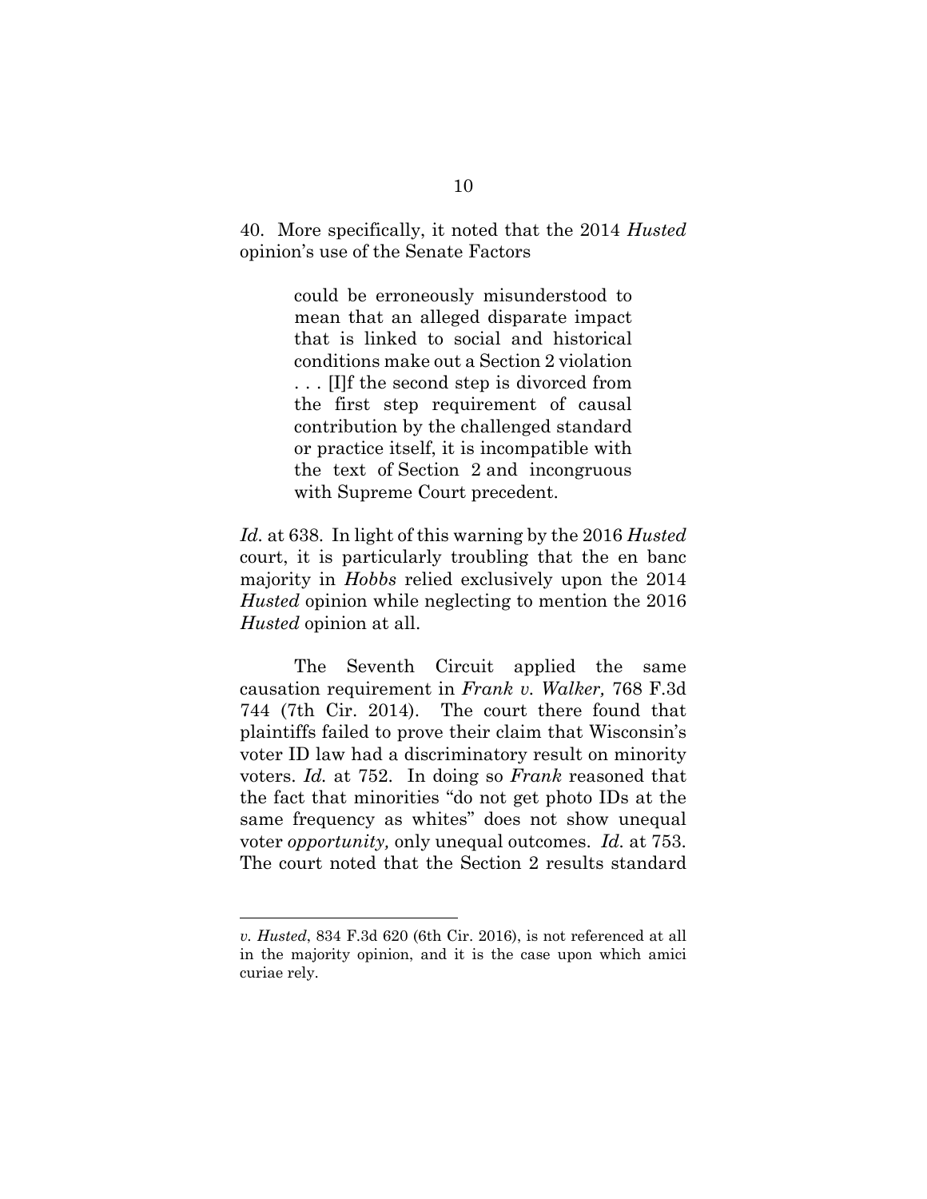40. More specifically, it noted that the 2014 *Husted* opinion's use of the Senate Factors

> could be erroneously misunderstood to mean that an alleged disparate impact that is linked to social and historical conditions make out a Section 2 violation . . . [I]f the second step is divorced from the first step requirement of causal contribution by the challenged standard or practice itself, it is incompatible with the text of Section 2 and incongruous with Supreme Court precedent.

*Id.* at 638. In light of this warning by the 2016 *Husted* court, it is particularly troubling that the en banc majority in *Hobbs* relied exclusively upon the 2014 *Husted* opinion while neglecting to mention the 2016 *Husted* opinion at all.

The Seventh Circuit applied the same causation requirement in *Frank v. Walker,* 768 F.3d 744 (7th Cir. 2014). The court there found that plaintiffs failed to prove their claim that Wisconsin's voter ID law had a discriminatory result on minority voters. *Id.* at 752. In doing so *Frank* reasoned that the fact that minorities "do not get photo IDs at the same frequency as whites" does not show unequal voter *opportunity,* only unequal outcomes. *Id.* at 753. The court noted that the Section 2 results standard

---

*v. Husted*, 834 F.3d 620 (6th Cir. 2016), is not referenced at all in the majority opinion, and it is the case upon which amici curiae rely.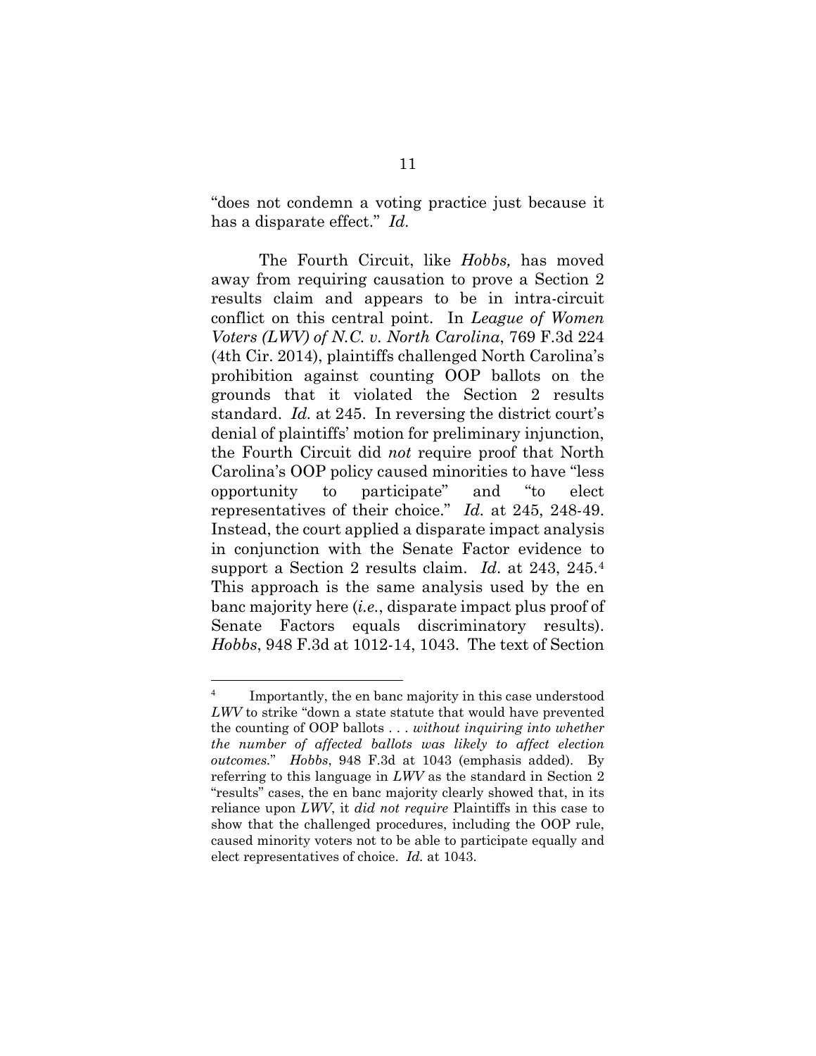"does not condemn a voting practice just because it has a disparate effect." *Id.*

The Fourth Circuit, like *Hobbs,* has moved away from requiring causation to prove a Section 2 results claim and appears to be in intra-circuit conflict on this central point. In *League of Women Voters (LWV) of N.C. v. North Carolina*, 769 F.3d 224 (4th Cir. 2014), plaintiffs challenged North Carolina's prohibition against counting OOP ballots on the grounds that it violated the Section 2 results standard. *Id.* at 245. In reversing the district court's denial of plaintiffs' motion for preliminary injunction, the Fourth Circuit did *not* require proof that North Carolina's OOP policy caused minorities to have "less opportunity to participate" and "to elect representatives of their choice." *Id.* at 245, 248-49. Instead, the court applied a disparate impact analysis in conjunction with the Senate Factor evidence to support a Section 2 results claim. *Id.* at 243, 245.[4] This approach is the same analysis used by the en banc majority here (*i.e.*, disparate impact plus proof of Senate Factors equals discriminatory results). *Hobbs*, 948 F.3d at 1012-14, 1043. The text of Section

[4] Importantly, the en banc majority in this case understood *LWV* to strike "down a state statute that would have prevented the counting of OOP ballots . . . *without inquiring into whether the number of affected ballots was likely to affect election outcomes.*" *Hobbs*, 948 F.3d at 1043 (emphasis added). By referring to this language in *LWV* as the standard in Section 2 "results" cases, the en banc majority clearly showed that, in its reliance upon *LWV*, it *did not require* Plaintiffs in this case to show that the challenged procedures, including the OOP rule, caused minority voters not to be able to participate equally and elect representatives of choice. *Id.* at 1043.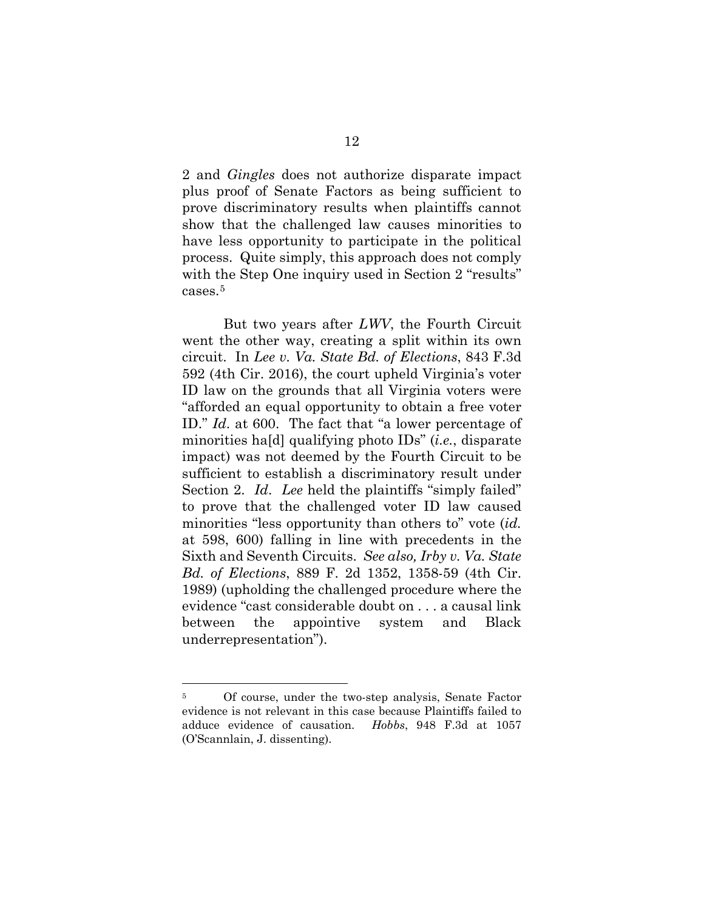2 and *Gingles* does not authorize disparate impact plus proof of Senate Factors as being sufficient to prove discriminatory results when plaintiffs cannot show that the challenged law causes minorities to have less opportunity to participate in the political process. Quite simply, this approach does not comply with the Step One inquiry used in Section 2 "results" cases.[5]

But two years after *LWV*, the Fourth Circuit went the other way, creating a split within its own circuit. In *Lee v. Va. State Bd. of Elections*, 843 F.3d 592 (4th Cir. 2016), the court upheld Virginia's voter ID law on the grounds that all Virginia voters were "afforded an equal opportunity to obtain a free voter ID." *Id*. at 600. The fact that "a lower percentage of minorities ha[d] qualifying photo IDs" (*i.e.*, disparate impact) was not deemed by the Fourth Circuit to be sufficient to establish a discriminatory result under Section 2. *Id*. *Lee* held the plaintiffs "simply failed" to prove that the challenged voter ID law caused minorities "less opportunity than others to" vote (*id.* at 598, 600) falling in line with precedents in the Sixth and Seventh Circuits. *See also, Irby v. Va. State Bd. of Elections*, 889 F. 2d 1352, 1358-59 (4th Cir. 1989) (upholding the challenged procedure where the evidence "cast considerable doubt on . . . a causal link between the appointive system and Black underrepresentation").

---

[5] Of course, under the two-step analysis, Senate Factor evidence is not relevant in this case because Plaintiffs failed to adduce evidence of causation. *Hobbs*, 948 F.3d at 1057 (O'Scannlain, J. dissenting).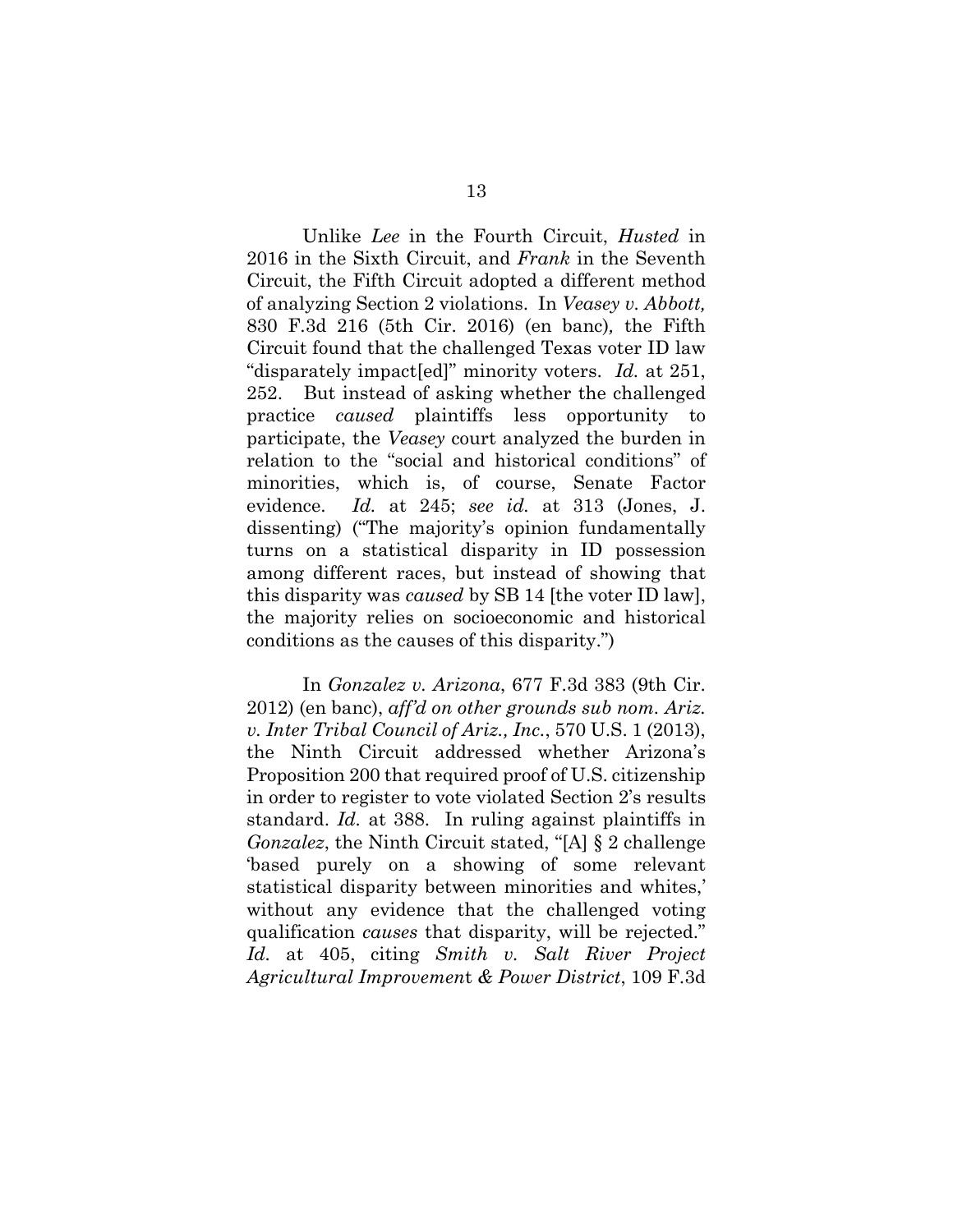Unlike *Lee* in the Fourth Circuit, *Husted* in 2016 in the Sixth Circuit, and *Frank* in the Seventh Circuit, the Fifth Circuit adopted a different method of analyzing Section 2 violations. In *Veasey v. Abbott,* 830 F.3d 216 (5th Cir. 2016) (en banc)*,* the Fifth Circuit found that the challenged Texas voter ID law "disparately impact[ed]" minority voters. *Id.* at 251, 252. But instead of asking whether the challenged practice *caused* plaintiffs less opportunity to participate, the *Veasey* court analyzed the burden in relation to the "social and historical conditions" of minorities, which is, of course, Senate Factor evidence. *Id.* at 245; *see id.* at 313 (Jones, J. dissenting) ("The majority's opinion fundamentally turns on a statistical disparity in ID possession among different races, but instead of showing that this disparity was *caused* by SB 14 [the voter ID law], the majority relies on socioeconomic and historical conditions as the causes of this disparity.")

In *Gonzalez v. Arizona*, 677 F.3d 383 (9th Cir. 2012) (en banc), *aff'd on other grounds sub nom. Ariz. v. Inter Tribal Council of Ariz., Inc.*, 570 U.S. 1 (2013), the Ninth Circuit addressed whether Arizona's Proposition 200 that required proof of U.S. citizenship in order to register to vote violated Section 2's results standard. *Id.* at 388. In ruling against plaintiffs in *Gonzalez*, the Ninth Circuit stated, "[A] § 2 challenge 'based purely on a showing of some relevant statistical disparity between minorities and whites,' without any evidence that the challenged voting qualification *causes* that disparity, will be rejected." *Id.* at 405, citing *Smith v. Salt River Project Agricultural Improvement & Power District*, 109 F.3d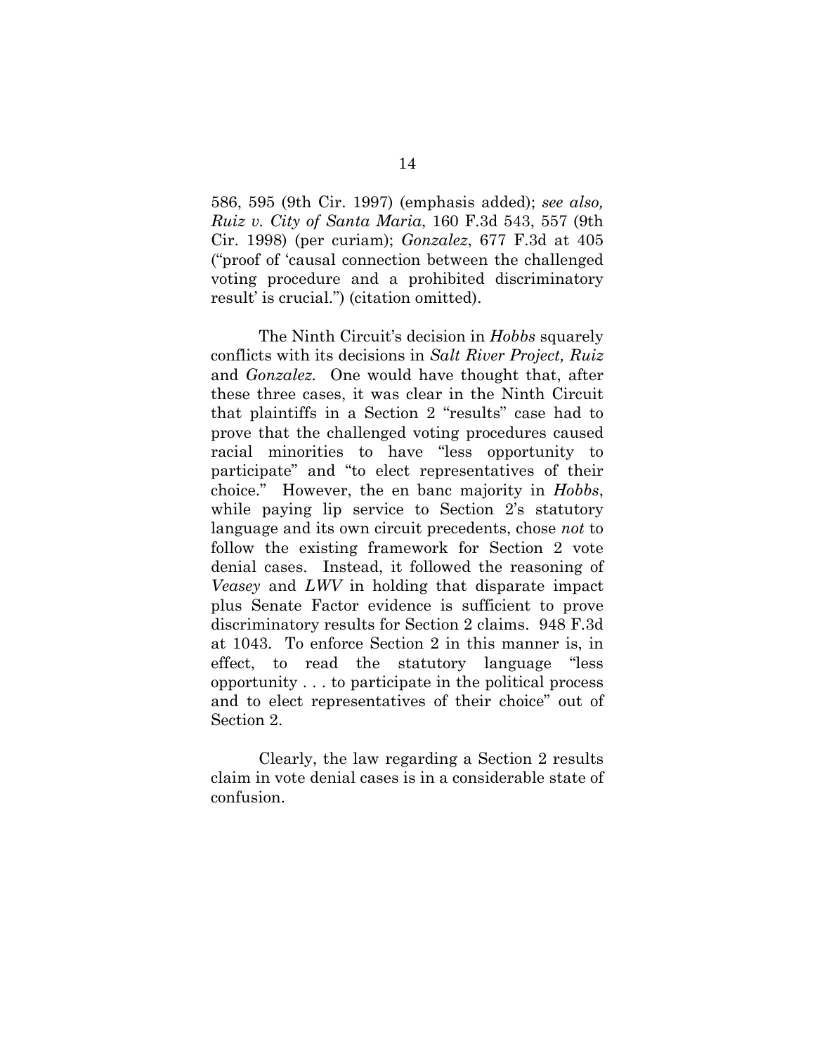586, 595 (9th Cir. 1997) (emphasis added); *see also, Ruiz v. City of Santa Maria*, 160 F.3d 543, 557 (9th Cir. 1998) (per curiam); *Gonzalez*, 677 F.3d at 405 ("proof of 'causal connection between the challenged voting procedure and a prohibited discriminatory result' is crucial.") (citation omitted).

The Ninth Circuit's decision in *Hobbs* squarely conflicts with its decisions in *Salt River Project, Ruiz* and *Gonzalez.* One would have thought that, after these three cases, it was clear in the Ninth Circuit that plaintiffs in a Section 2 "results" case had to prove that the challenged voting procedures caused racial minorities to have "less opportunity to participate" and "to elect representatives of their choice." However, the en banc majority in *Hobbs*, while paying lip service to Section 2's statutory language and its own circuit precedents, chose *not* to follow the existing framework for Section 2 vote denial cases. Instead, it followed the reasoning of *Veasey* and *LWV* in holding that disparate impact plus Senate Factor evidence is sufficient to prove discriminatory results for Section 2 claims. 948 F.3d at 1043. To enforce Section 2 in this manner is, in effect, to read the statutory language "less opportunity . . . to participate in the political process and to elect representatives of their choice" out of Section 2.

Clearly, the law regarding a Section 2 results claim in vote denial cases is in a considerable state of confusion.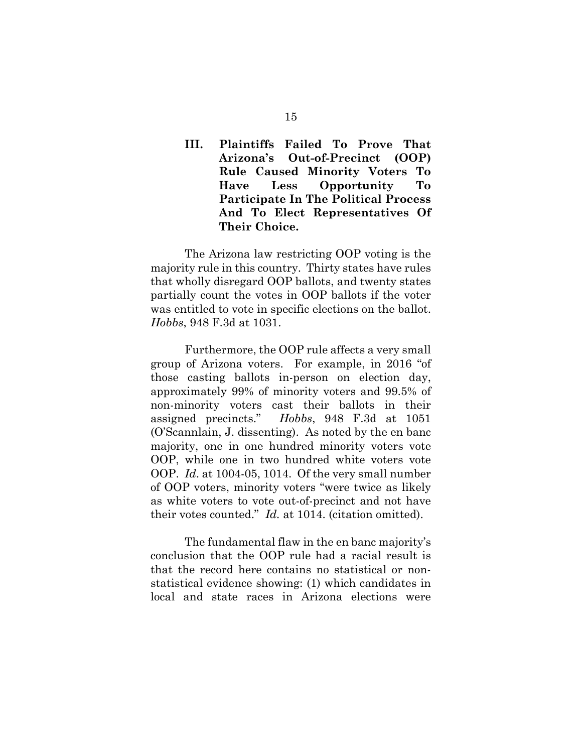### III. Plaintiffs Failed To Prove That Arizona's Out-of-Precinct (OOP) Rule Caused Minority Voters To Have Less Opportunity To Participate In The Political Process And To Elect Representatives Of Their Choice.

The Arizona law restricting OOP voting is the majority rule in this country. Thirty states have rules that wholly disregard OOP ballots, and twenty states partially count the votes in OOP ballots if the voter was entitled to vote in specific elections on the ballot. *Hobbs*, 948 F.3d at 1031.

Furthermore, the OOP rule affects a very small group of Arizona voters. For example, in 2016 "of those casting ballots in-person on election day, approximately 99% of minority voters and 99.5% of non-minority voters cast their ballots in their assigned precincts." *Hobbs*, 948 F.3d at 1051 (O'Scannlain, J. dissenting). As noted by the en banc majority, one in one hundred minority voters vote OOP, while one in two hundred white voters vote OOP. *Id.* at 1004-05, 1014. Of the very small number of OOP voters, minority voters "were twice as likely as white voters to vote out-of-precinct and not have their votes counted." *Id.* at 1014. (citation omitted).

The fundamental flaw in the en banc majority's conclusion that the OOP rule had a racial result is that the record here contains no statistical or non-statistical evidence showing: (1) which candidates in local and state races in Arizona elections were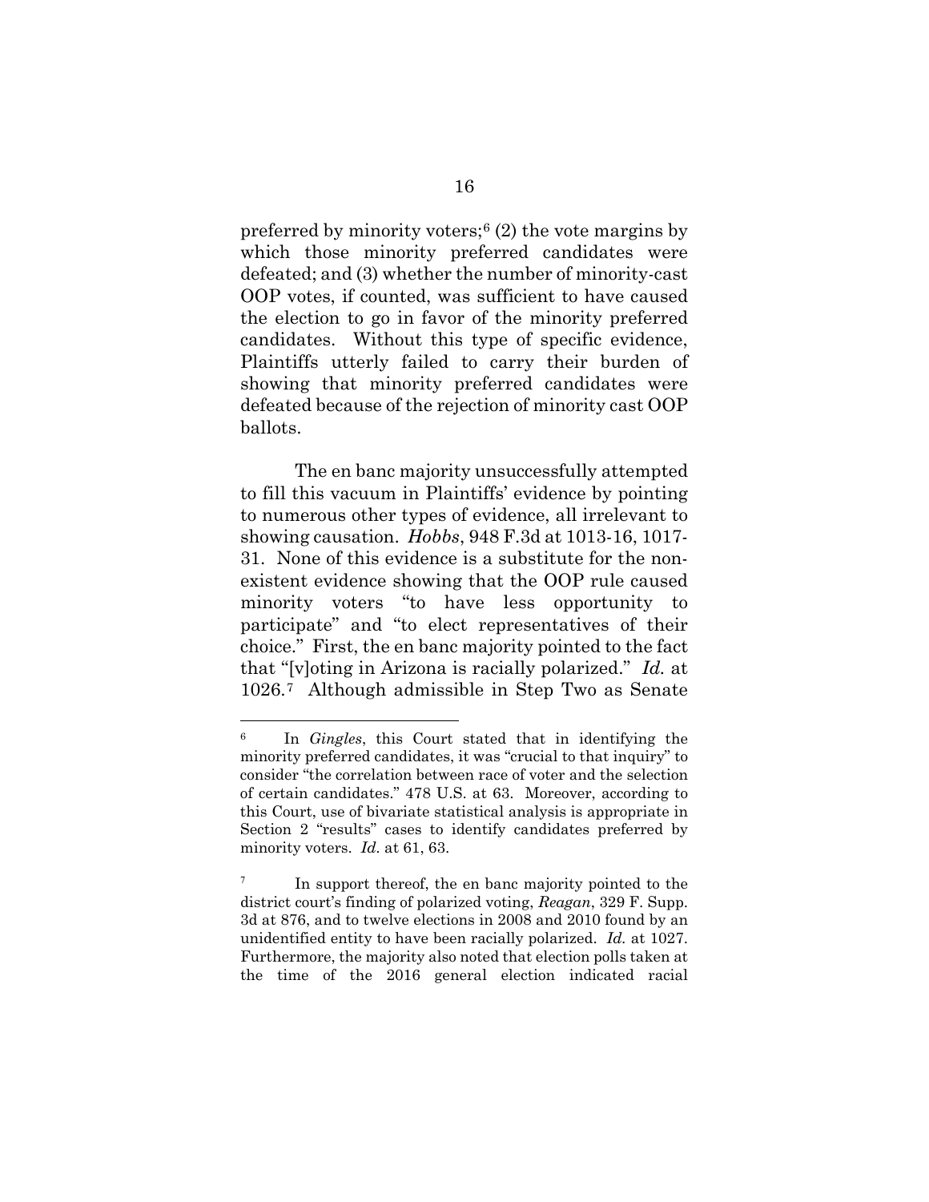preferred by minority voters;[6] (2) the vote margins by which those minority preferred candidates were defeated; and (3) whether the number of minority-cast OOP votes, if counted, was sufficient to have caused the election to go in favor of the minority preferred candidates. Without this type of specific evidence, Plaintiffs utterly failed to carry their burden of showing that minority preferred candidates were defeated because of the rejection of minority cast OOP ballots.

The en banc majority unsuccessfully attempted to fill this vacuum in Plaintiffs' evidence by pointing to numerous other types of evidence, all irrelevant to showing causation. *Hobbs*, 948 F.3d at 1013-16, 1017-31. None of this evidence is a substitute for the non-existent evidence showing that the OOP rule caused minority voters "to have less opportunity to participate" and "to elect representatives of their choice." First, the en banc majority pointed to the fact that "[v]oting in Arizona is racially polarized." *Id.* at 1026.[7] Although admissible in Step Two as Senate

---

[6] In *Gingles*, this Court stated that in identifying the minority preferred candidates, it was "crucial to that inquiry" to consider "the correlation between race of voter and the selection of certain candidates." 478 U.S. at 63. Moreover, according to this Court, use of bivariate statistical analysis is appropriate in Section 2 "results" cases to identify candidates preferred by minority voters. *Id.* at 61, 63.

[7] In support thereof, the en banc majority pointed to the district court's finding of polarized voting, *Reagan*, 329 F. Supp. 3d at 876, and to twelve elections in 2008 and 2010 found by an unidentified entity to have been racially polarized. *Id.* at 1027. Furthermore, the majority also noted that election polls taken at the time of the 2016 general election indicated racial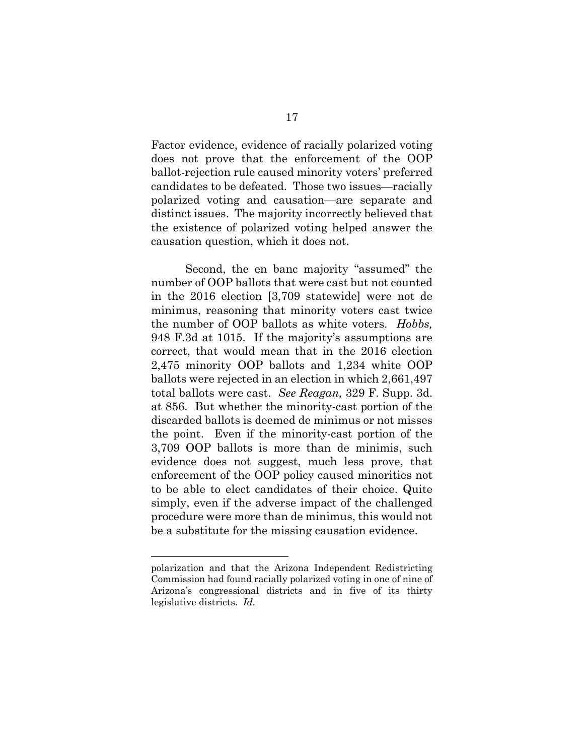Factor evidence, evidence of racially polarized voting does not prove that the enforcement of the OOP ballot-rejection rule caused minority voters' preferred candidates to be defeated. Those two issues—racially polarized voting and causation—are separate and distinct issues. The majority incorrectly believed that the existence of polarized voting helped answer the causation question, which it does not.

Second, the en banc majority "assumed" the number of OOP ballots that were cast but not counted in the 2016 election [3,709 statewide] were not de minimus, reasoning that minority voters cast twice the number of OOP ballots as white voters. *Hobbs,* 948 F.3d at 1015. If the majority's assumptions are correct, that would mean that in the 2016 election 2,475 minority OOP ballots and 1,234 white OOP ballots were rejected in an election in which 2,661,497 total ballots were cast. *See Reagan,* 329 F. Supp. 3d. at 856. But whether the minority-cast portion of the discarded ballots is deemed de minimus or not misses the point. Even if the minority-cast portion of the 3,709 OOP ballots is more than de minimis, such evidence does not suggest, much less prove, that enforcement of the OOP policy caused minorities not to be able to elect candidates of their choice. Quite simply, even if the adverse impact of the challenged procedure were more than de minimus, this would not be a substitute for the missing causation evidence.

---

polarization and that the Arizona Independent Redistricting Commission had found racially polarized voting in one of nine of Arizona's congressional districts and in five of its thirty legislative districts. *Id.*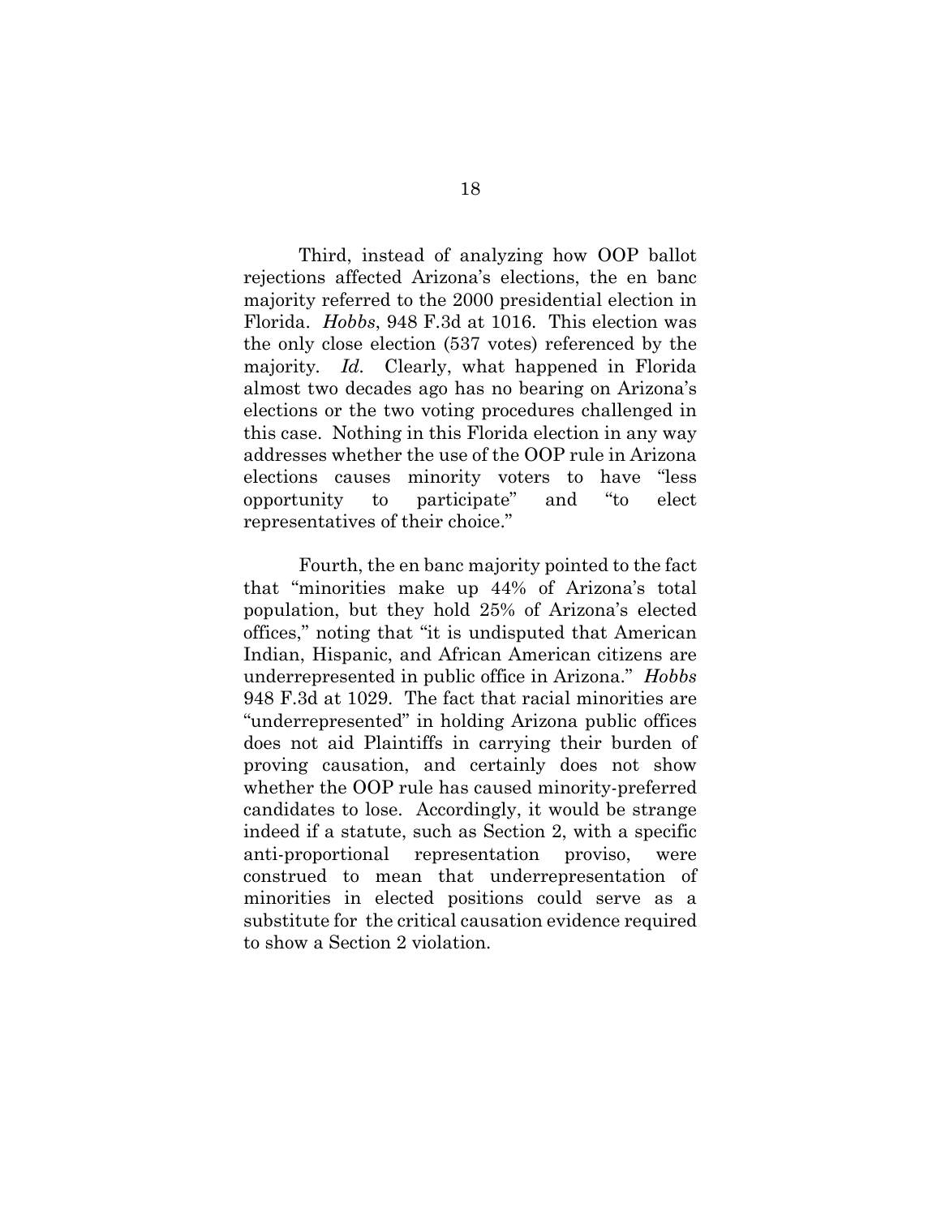Third, instead of analyzing how OOP ballot rejections affected Arizona's elections, the en banc majority referred to the 2000 presidential election in Florida. *Hobbs*, 948 F.3d at 1016. This election was the only close election (537 votes) referenced by the majority. *Id.* Clearly, what happened in Florida almost two decades ago has no bearing on Arizona's elections or the two voting procedures challenged in this case. Nothing in this Florida election in any way addresses whether the use of the OOP rule in Arizona elections causes minority voters to have "less opportunity to participate" and "to elect representatives of their choice."

Fourth, the en banc majority pointed to the fact that "minorities make up 44% of Arizona's total population, but they hold 25% of Arizona's elected offices," noting that "it is undisputed that American Indian, Hispanic, and African American citizens are underrepresented in public office in Arizona." *Hobbs* 948 F.3d at 1029. The fact that racial minorities are "underrepresented" in holding Arizona public offices does not aid Plaintiffs in carrying their burden of proving causation, and certainly does not show whether the OOP rule has caused minority-preferred candidates to lose. Accordingly, it would be strange indeed if a statute, such as Section 2, with a specific anti-proportional representation proviso, were construed to mean that underrepresentation of minorities in elected positions could serve as a substitute for the critical causation evidence required to show a Section 2 violation.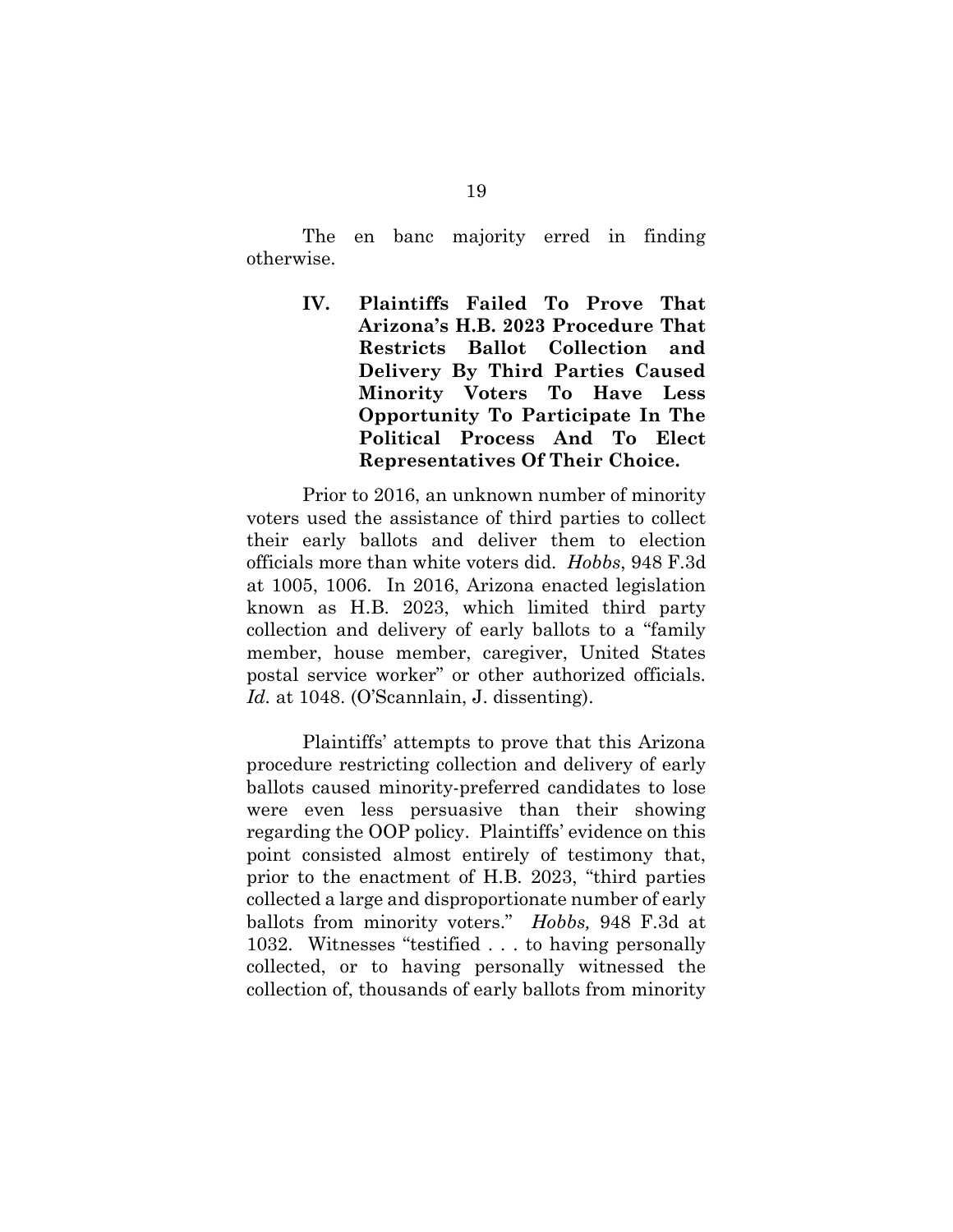The en banc majority erred in finding otherwise.

## IV. Plaintiffs Failed To Prove That Arizona's H.B. 2023 Procedure That Restricts Ballot Collection and Delivery By Third Parties Caused Minority Voters To Have Less Opportunity To Participate In The Political Process And To Elect Representatives Of Their Choice.

Prior to 2016, an unknown number of minority voters used the assistance of third parties to collect their early ballots and deliver them to election officials more than white voters did. *Hobbs*, 948 F.3d at 1005, 1006. In 2016, Arizona enacted legislation known as H.B. 2023, which limited third party collection and delivery of early ballots to a "family member, house member, caregiver, United States postal service worker" or other authorized officials. *Id.* at 1048. (O'Scannlain, J. dissenting).

Plaintiffs' attempts to prove that this Arizona procedure restricting collection and delivery of early ballots caused minority-preferred candidates to lose were even less persuasive than their showing regarding the OOP policy. Plaintiffs' evidence on this point consisted almost entirely of testimony that, prior to the enactment of H.B. 2023, "third parties collected a large and disproportionate number of early ballots from minority voters." *Hobbs,* 948 F.3d at 1032. Witnesses "testified . . . to having personally collected, or to having personally witnessed the collection of, thousands of early ballots from minority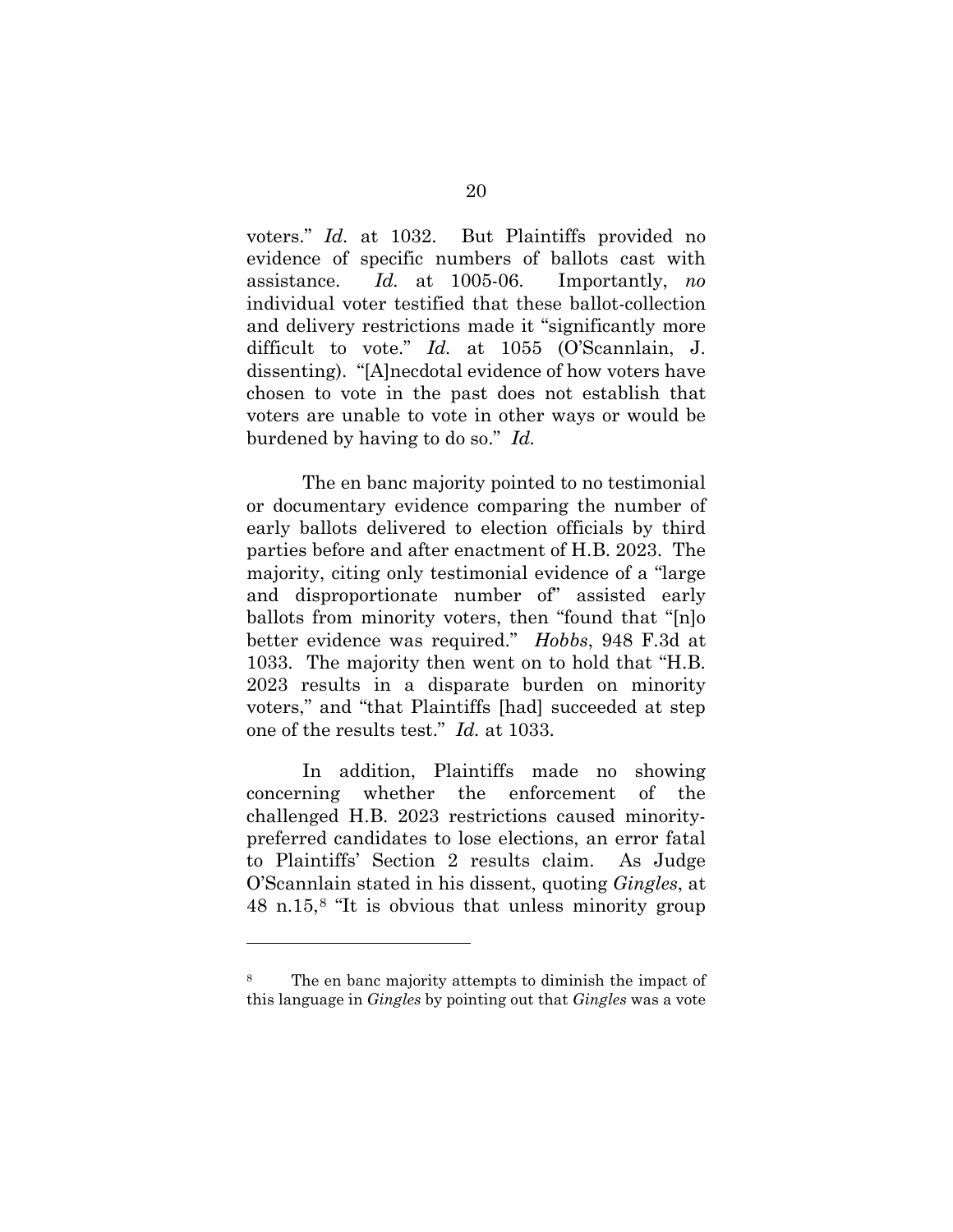voters." *Id.* at 1032. But Plaintiffs provided no evidence of specific numbers of ballots cast with assistance. *Id.* at 1005-06. Importantly, *no* individual voter testified that these ballot-collection and delivery restrictions made it "significantly more difficult to vote." *Id.* at 1055 (O'Scannlain, J. dissenting). "[A]necdotal evidence of how voters have chosen to vote in the past does not establish that voters are unable to vote in other ways or would be burdened by having to do so." *Id.*

The en banc majority pointed to no testimonial or documentary evidence comparing the number of early ballots delivered to election officials by third parties before and after enactment of H.B. 2023. The majority, citing only testimonial evidence of a "large and disproportionate number of" assisted early ballots from minority voters, then "found that "[n]o better evidence was required." *Hobbs*, 948 F.3d at 1033. The majority then went on to hold that "H.B. 2023 results in a disparate burden on minority voters," and "that Plaintiffs [had] succeeded at step one of the results test." *Id.* at 1033.

In addition, Plaintiffs made no showing concerning whether the enforcement of the challenged H.B. 2023 restrictions caused minority-preferred candidates to lose elections, an error fatal to Plaintiffs' Section 2 results claim. As Judge O'Scannlain stated in his dissent, quoting *Gingles*, at 48 n.15,[8] "It is obvious that unless minority group

---

[8] The en banc majority attempts to diminish the impact of this language in *Gingles* by pointing out that *Gingles* was a vote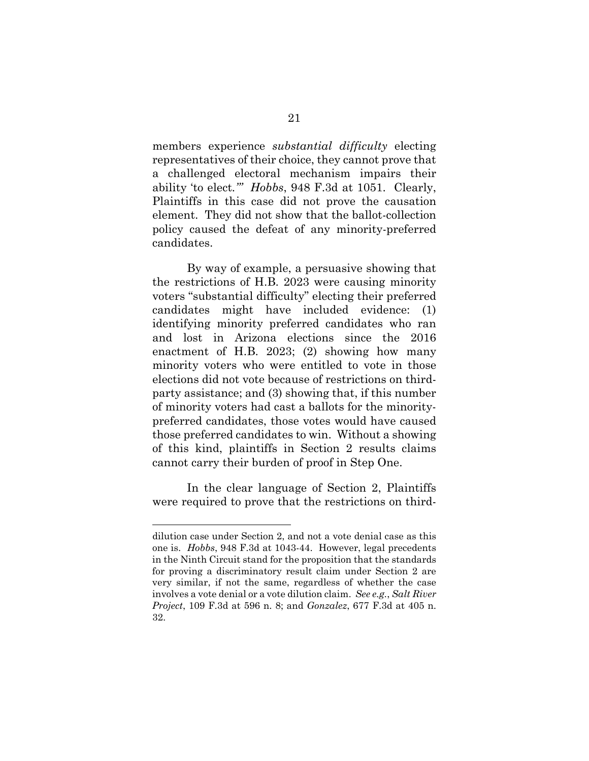members experience *substantial difficulty* electing representatives of their choice, they cannot prove that a challenged electoral mechanism impairs their ability 'to elect.'" *Hobbs*, 948 F.3d at 1051. Clearly, Plaintiffs in this case did not prove the causation element. They did not show that the ballot-collection policy caused the defeat of any minority-preferred candidates.

By way of example, a persuasive showing that the restrictions of H.B. 2023 were causing minority voters "substantial difficulty" electing their preferred candidates might have included evidence: (1) identifying minority preferred candidates who ran and lost in Arizona elections since the 2016 enactment of H.B. 2023; (2) showing how many minority voters who were entitled to vote in those elections did not vote because of restrictions on third-party assistance; and (3) showing that, if this number of minority voters had cast a ballots for the minority-preferred candidates, those votes would have caused those preferred candidates to win. Without a showing of this kind, plaintiffs in Section 2 results claims cannot carry their burden of proof in Step One.

In the clear language of Section 2, Plaintiffs were required to prove that the restrictions on third-

---

dilution case under Section 2, and not a vote denial case as this one is. *Hobbs*, 948 F.3d at 1043-44. However, legal precedents in the Ninth Circuit stand for the proposition that the standards for proving a discriminatory result claim under Section 2 are very similar, if not the same, regardless of whether the case involves a vote denial or a vote dilution claim. *See e.g.*, *Salt River Project*, 109 F.3d at 596 n. 8; and *Gonzalez*, 677 F.3d at 405 n. 32.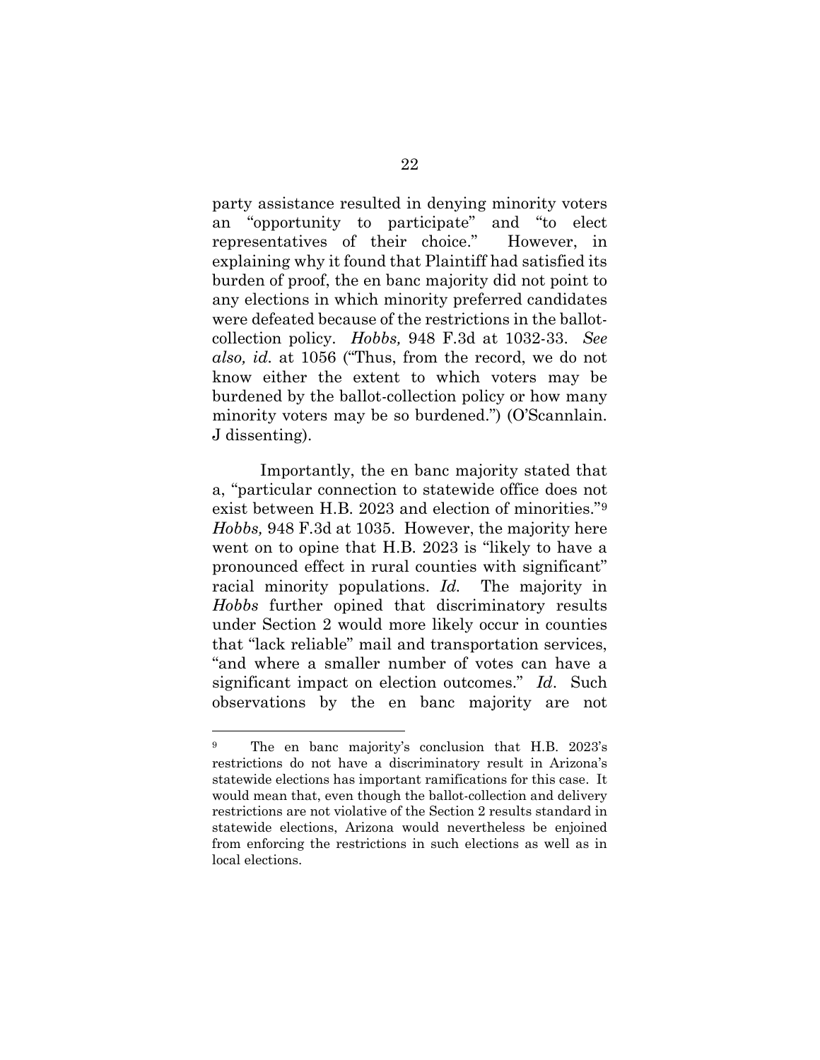party assistance resulted in denying minority voters an "opportunity to participate" and "to elect representatives of their choice." However, in explaining why it found that Plaintiff had satisfied its burden of proof, the en banc majority did not point to any elections in which minority preferred candidates were defeated because of the restrictions in the ballot-collection policy. *Hobbs,* 948 F.3d at 1032-33. *See also, id.* at 1056 ("Thus, from the record, we do not know either the extent to which voters may be burdened by the ballot-collection policy or how many minority voters may be so burdened.") (O'Scannlain. J dissenting).

Importantly, the en banc majority stated that a, "particular connection to statewide office does not exist between H.B. 2023 and election of minorities."[9] *Hobbs,* 948 F.3d at 1035. However, the majority here went on to opine that H.B. 2023 is "likely to have a pronounced effect in rural counties with significant" racial minority populations. *Id.* The majority in *Hobbs* further opined that discriminatory results under Section 2 would more likely occur in counties that "lack reliable" mail and transportation services, "and where a smaller number of votes can have a significant impact on election outcomes." *Id*. Such observations by the en banc majority are not

---

[9] The en banc majority's conclusion that H.B. 2023's restrictions do not have a discriminatory result in Arizona's statewide elections has important ramifications for this case. It would mean that, even though the ballot-collection and delivery restrictions are not violative of the Section 2 results standard in statewide elections, Arizona would nevertheless be enjoined from enforcing the restrictions in such elections as well as in local elections.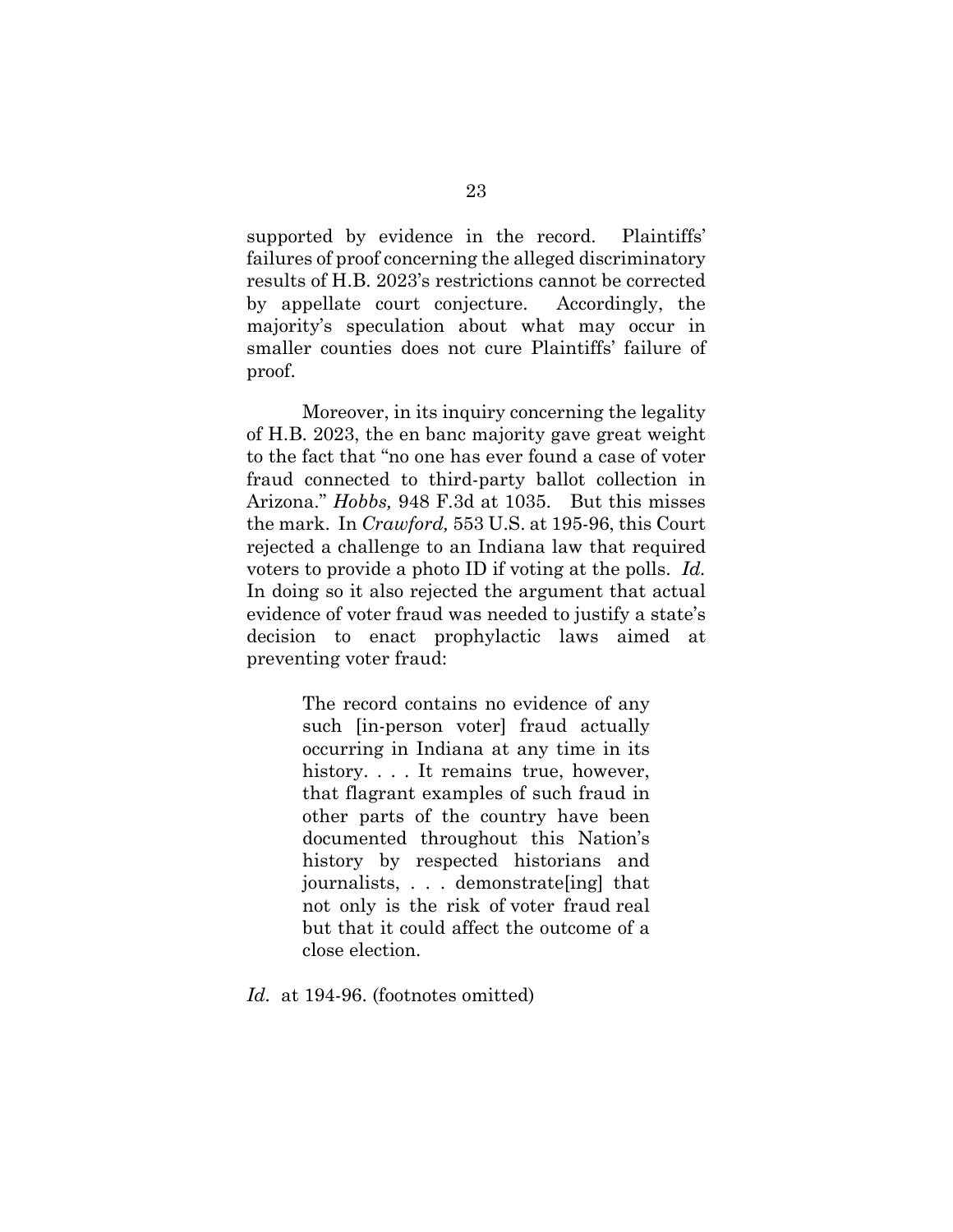supported by evidence in the record. Plaintiffs' failures of proof concerning the alleged discriminatory results of H.B. 2023's restrictions cannot be corrected by appellate court conjecture. Accordingly, the majority's speculation about what may occur in smaller counties does not cure Plaintiffs' failure of proof.

Moreover, in its inquiry concerning the legality of H.B. 2023, the en banc majority gave great weight to the fact that "no one has ever found a case of voter fraud connected to third-party ballot collection in Arizona." *Hobbs,* 948 F.3d at 1035. But this misses the mark. In *Crawford,* 553 U.S. at 195-96, this Court rejected a challenge to an Indiana law that required voters to provide a photo ID if voting at the polls. *Id.* In doing so it also rejected the argument that actual evidence of voter fraud was needed to justify a state's decision to enact prophylactic laws aimed at preventing voter fraud:

> The record contains no evidence of any such [in-person voter] fraud actually occurring in Indiana at any time in its history. . . . It remains true, however, that flagrant examples of such fraud in other parts of the country have been documented throughout this Nation's history by respected historians and journalists, . . . demonstrate[ing] that not only is the risk of voter fraud real but that it could affect the outcome of a close election.

*Id.* at 194-96. (footnotes omitted)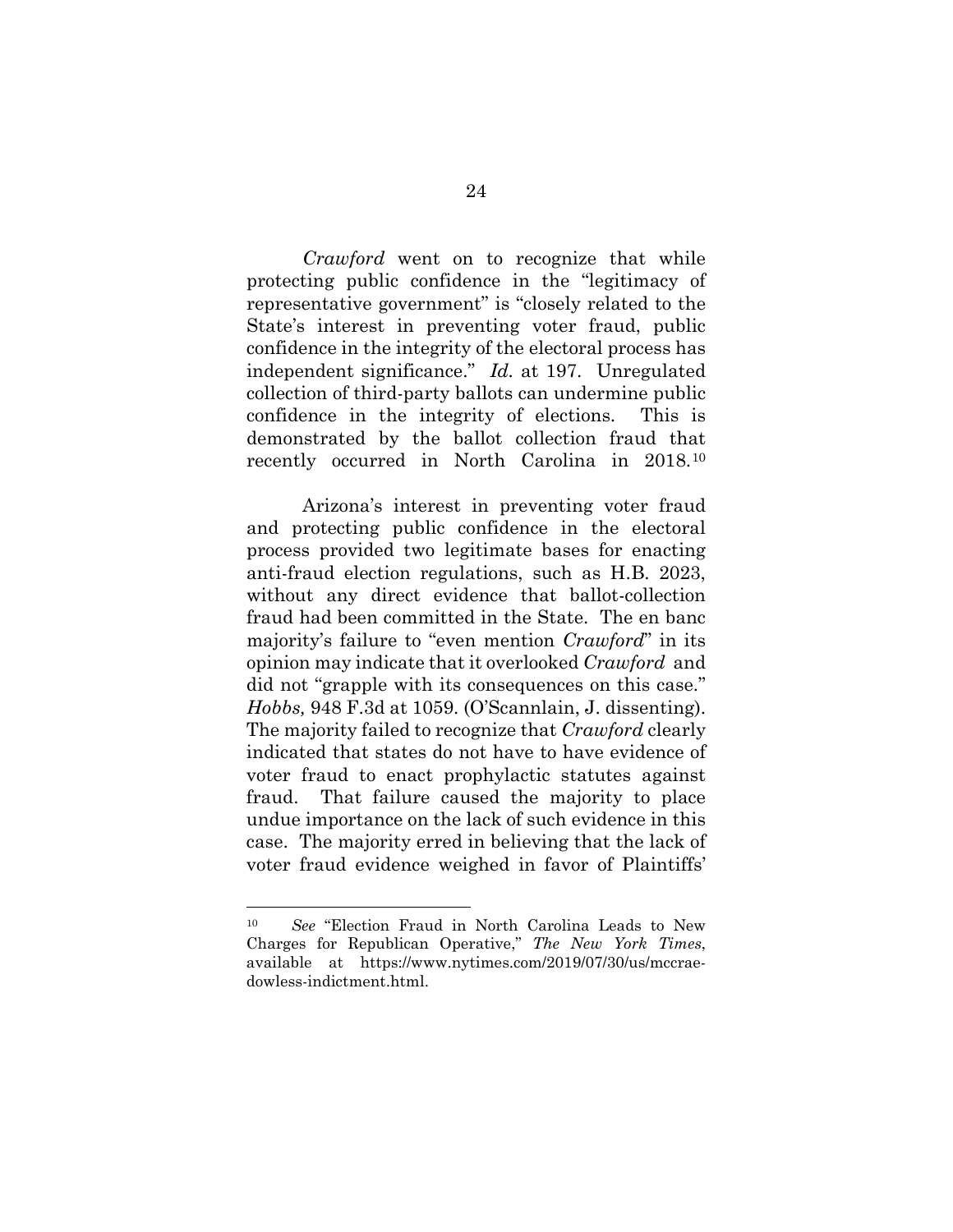*Crawford* went on to recognize that while protecting public confidence in the "legitimacy of representative government" is "closely related to the State's interest in preventing voter fraud, public confidence in the integrity of the electoral process has independent significance." *Id.* at 197. Unregulated collection of third-party ballots can undermine public confidence in the integrity of elections. This is demonstrated by the ballot collection fraud that recently occurred in North Carolina in 2018.[10]

Arizona's interest in preventing voter fraud and protecting public confidence in the electoral process provided two legitimate bases for enacting anti-fraud election regulations, such as H.B. 2023, without any direct evidence that ballot-collection fraud had been committed in the State. The en banc majority's failure to "even mention *Crawford*" in its opinion may indicate that it overlooked *Crawford* and did not "grapple with its consequences on this case." *Hobbs,* 948 F.3d at 1059. (O'Scannlain, J. dissenting). The majority failed to recognize that *Crawford* clearly indicated that states do not have to have evidence of voter fraud to enact prophylactic statutes against fraud. That failure caused the majority to place undue importance on the lack of such evidence in this case. The majority erred in believing that the lack of voter fraud evidence weighed in favor of Plaintiffs'

---

[10] *See* "Election Fraud in North Carolina Leads to New Charges for Republican Operative," *The New York Times*, available at https://www.nytimes.com/2019/07/30/us/mccrae-dowless-indictment.html.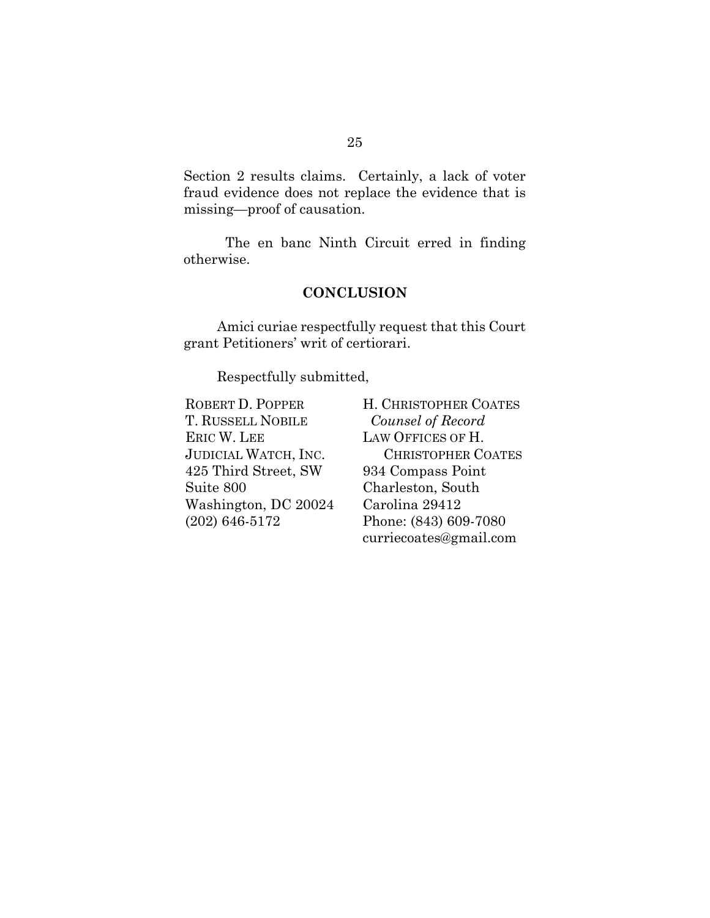Section 2 results claims. Certainly, a lack of voter fraud evidence does not replace the evidence that is missing—proof of causation.

The en banc Ninth Circuit erred in finding otherwise.

## CONCLUSION

Amici curiae respectfully request that this Court grant Petitioners' writ of certiorari.

Respectfully submitted,

ROBERT D. POPPER
T. RUSSELL NOBILE
ERIC W. LEE
JUDICIAL WATCH, INC.
425 Third Street, SW
Suite 800
Washington, DC 20024
(202) 646-5172

H. CHRISTOPHER COATES
*Counsel of Record*
LAW OFFICES OF H. CHRISTOPHER COATES
934 Compass Point
Charleston, South Carolina 29412
Phone: (843) 609-7080
curriecoates@gmail.com